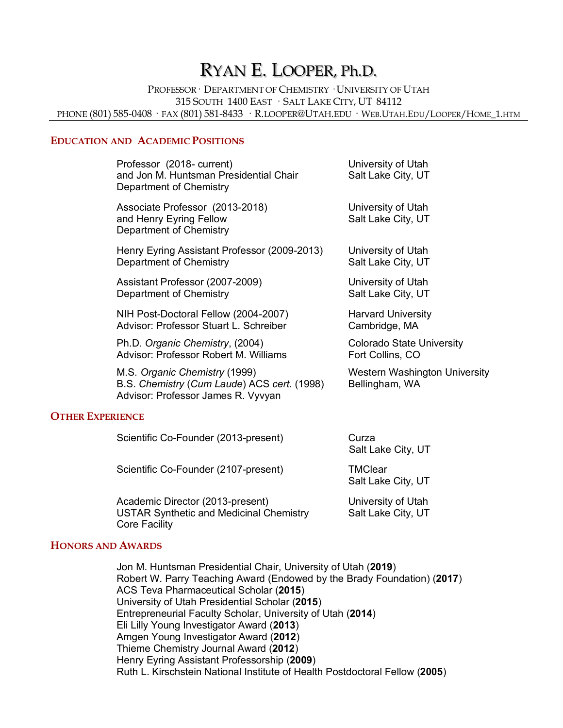# RYAN E. LOOPER, Ph.D.

PROFESSOR · DEPARTMENT OF CHEMISTRY · UNIVERSITY OF UTAH
315 SOUTH 1400 EAST · SALT LAKE CITY, UT 84112
PHONE (801) 585-0408 · FAX (801) 581-8433 · R.LOOPER@UTAH.EDU · WEB.UTAH.EDU/LOOPER/HOME_1.HTM

## EDUCATION AND ACADEMIC POSITIONS

| | |
|---|---|
| Professor (2018- current)<br>and Jon M. Huntsman Presidential Chair<br>Department of Chemistry | University of Utah<br>Salt Lake City, UT |
| Associate Professor (2013-2018)<br>and Henry Eyring Fellow<br>Department of Chemistry | University of Utah<br>Salt Lake City, UT |
| Henry Eyring Assistant Professor (2009-2013)<br>Department of Chemistry | University of Utah<br>Salt Lake City, UT |
| Assistant Professor (2007-2009)<br>Department of Chemistry | University of Utah<br>Salt Lake City, UT |
| NIH Post-Doctoral Fellow (2004-2007)<br>Advisor: Professor Stuart L. Schreiber | Harvard University<br>Cambridge, MA |
| Ph.D. *Organic Chemistry*, (2004)<br>Advisor: Professor Robert M. Williams | Colorado State University<br>Fort Collins, CO |
| M.S. *Organic Chemistry* (1999)<br>B.S. *Chemistry* (*Cum Laude*) ACS *cert.* (1998)<br>Advisor: Professor James R. Vyvyan | Western Washington University<br>Bellingham, WA |

## OTHER EXPERIENCE

| | |
|---|---|
| Scientific Co-Founder (2013-present) | Curza<br>Salt Lake City, UT |
| Scientific Co-Founder (2107-present) | TMClear<br>Salt Lake City, UT |
| Academic Director (2013-present)<br>USTAR Synthetic and Medicinal Chemistry Core Facility | University of Utah<br>Salt Lake City, UT |

## HONORS AND AWARDS

Jon M. Huntsman Presidential Chair, University of Utah (**2019**)
Robert W. Parry Teaching Award (Endowed by the Brady Foundation) (**2017**)
ACS Teva Pharmaceutical Scholar (**2015**)
University of Utah Presidential Scholar (**2015**)
Entrepreneurial Faculty Scholar, University of Utah (**2014**)
Eli Lilly Young Investigator Award (**2013**)
Amgen Young Investigator Award (**2012**)
Thieme Chemistry Journal Award (**2012**)
Henry Eyring Assistant Professorship (**2009**)
Ruth L. Kirschstein National Institute of Health Postdoctoral Fellow (**2005**)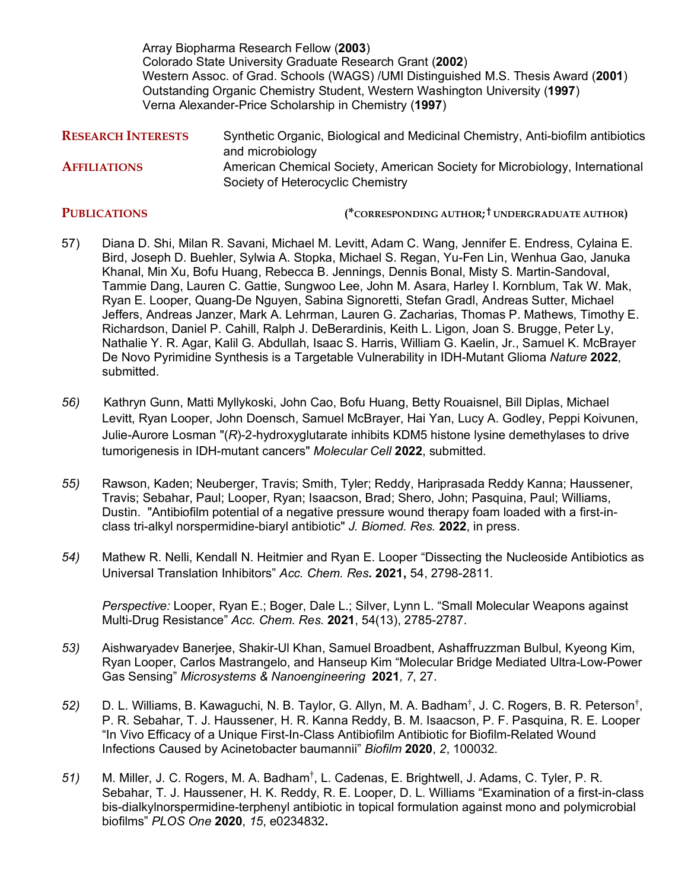Array Biopharma Research Fellow (**2003**)
Colorado State University Graduate Research Grant (**2002**)
Western Assoc. of Grad. Schools (WAGS) /UMI Distinguished M.S. Thesis Award (**2001**)
Outstanding Organic Chemistry Student, Western Washington University (**1997**)
Verna Alexander-Price Scholarship in Chemistry (**1997**)

**RESEARCH INTERESTS** Synthetic Organic, Biological and Medicinal Chemistry, Anti-biofilm antibiotics and microbiology

**AFFILIATIONS** American Chemical Society, American Society for Microbiology, International Society of Heterocyclic Chemistry

## PUBLICATIONS

(*CORRESPONDING AUTHOR; † UNDERGRADUATE AUTHOR)

57) Diana D. Shi, Milan R. Savani, Michael M. Levitt, Adam C. Wang, Jennifer E. Endress, Cylaina E. Bird, Joseph D. Buehler, Sylwia A. Stopka, Michael S. Regan, Yu-Fen Lin, Wenhua Gao, Januka Khanal, Min Xu, Bofu Huang, Rebecca B. Jennings, Dennis Bonal, Misty S. Martin-Sandoval, Tammie Dang, Lauren C. Gattie, Sungwoo Lee, John M. Asara, Harley I. Kornblum, Tak W. Mak, Ryan E. Looper, Quang-De Nguyen, Sabina Signoretti, Stefan Gradl, Andreas Sutter, Michael Jeffers, Andreas Janzer, Mark A. Lehrman, Lauren G. Zacharias, Thomas P. Mathews, Timothy E. Richardson, Daniel P. Cahill, Ralph J. DeBerardinis, Keith L. Ligon, Joan S. Brugge, Peter Ly, Nathalie Y. R. Agar, Kalil G. Abdullah, Isaac S. Harris, William G. Kaelin, Jr., Samuel K. McBrayer De Novo Pyrimidine Synthesis is a Targetable Vulnerability in IDH-Mutant Glioma *Nature* **2022**, submitted.

*56)* Kathryn Gunn, Matti Myllykoski, John Cao, Bofu Huang, Betty Rouaisnel, Bill Diplas, Michael Levitt, Ryan Looper, John Doensch, Samuel McBrayer, Hai Yan, Lucy A. Godley, Peppi Koivunen, Julie-Aurore Losman "(*R*)-2-hydroxyglutarate inhibits KDM5 histone lysine demethylases to drive tumorigenesis in IDH-mutant cancers" *Molecular Cell* **2022**, submitted.

*55)* Rawson, Kaden; Neuberger, Travis; Smith, Tyler; Reddy, Hariprasada Reddy Kanna; Haussener, Travis; Sebahar, Paul; Looper, Ryan; Isaacson, Brad; Shero, John; Pasquina, Paul; Williams, Dustin. "Antibiofilm potential of a negative pressure wound therapy foam loaded with a first-in-class tri-alkyl norspermidine-biaryl antibiotic" *J. Biomed. Res.* **2022**, in press.

*54)* Mathew R. Nelli, Kendall N. Heitmier and Ryan E. Looper "Dissecting the Nucleoside Antibiotics as Universal Translation Inhibitors" *Acc. Chem. Res.* **2021,** 54, 2798-2811.

*Perspective:* Looper, Ryan E.; Boger, Dale L.; Silver, Lynn L. "Small Molecular Weapons against Multi-Drug Resistance" *Acc. Chem. Res.* **2021**, 54(13), 2785-2787.

*53)* Aishwaryadev Banerjee, Shakir-Ul Khan, Samuel Broadbent, Ashaffruzzman Bulbul, Kyeong Kim, Ryan Looper, Carlos Mastrangelo, and Hanseup Kim "Molecular Bridge Mediated Ultra-Low-Power Gas Sensing" *Microsystems & Nanoengineering* **2021***, 7*, 27.

*52)* D. L. Williams, B. Kawaguchi, N. B. Taylor, G. Allyn, M. A. Badham†, J. C. Rogers, B. R. Peterson†, P. R. Sebahar, T. J. Haussener, H. R. Kanna Reddy, B. M. Isaacson, P. F. Pasquina, R. E. Looper "In Vivo Efficacy of a Unique First-In-Class Antibiofilm Antibiotic for Biofilm-Related Wound Infections Caused by Acinetobacter baumannii" *Biofilm* **2020**, *2*, 100032.

*51)* M. Miller, J. C. Rogers, M. A. Badham†, L. Cadenas, E. Brightwell, J. Adams, C. Tyler, P. R. Sebahar, T. J. Haussener, H. K. Reddy, R. E. Looper, D. L. Williams "Examination of a first-in-class bis-dialkylnorspermidine-terphenyl antibiotic in topical formulation against mono and polymicrobial biofilms" *PLOS One* **2020**, *15*, e0234832**.**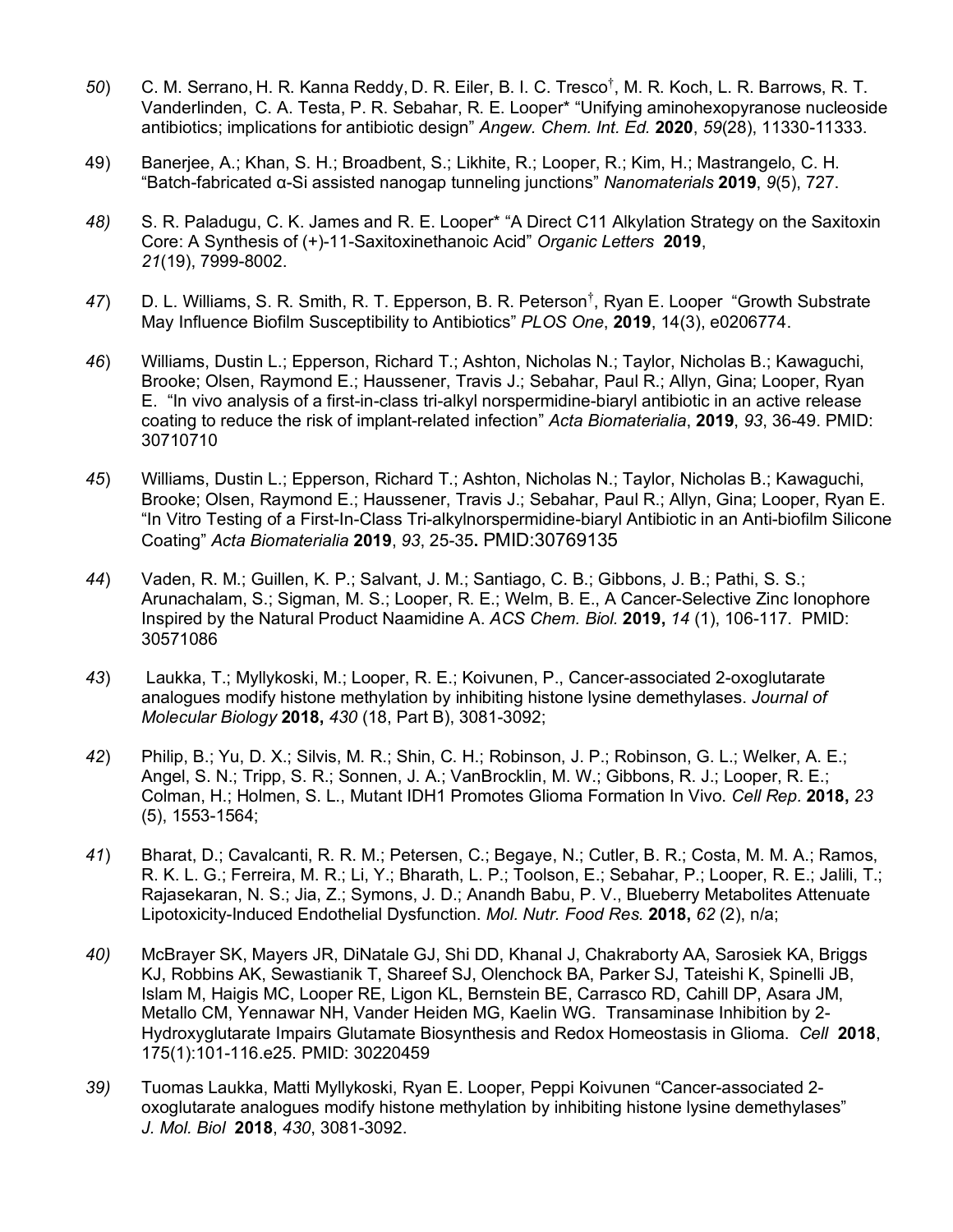*50*) C. M. Serrano, H. R. Kanna Reddy, D. R. Eiler, B. I. C. Tresco[†], M. R. Koch, L. R. Barrows, R. T. Vanderlinden, C. A. Testa, P. R. Sebahar, R. E. Looper* "Unifying aminohexopyranose nucleoside antibiotics; implications for antibiotic design" *Angew. Chem. Int. Ed.* **2020**, *59*(28), 11330-11333.

49) Banerjee, A.; Khan, S. H.; Broadbent, S.; Likhite, R.; Looper, R.; Kim, H.; Mastrangelo, C. H. "Batch-fabricated α-Si assisted nanogap tunneling junctions" *Nanomaterials* **2019**, *9*(5), 727.

*48)* S. R. Paladugu, C. K. James and R. E. Looper* "A Direct C11 Alkylation Strategy on the Saxitoxin Core: A Synthesis of (+)-11-Saxitoxinethanoic Acid" *Organic Letters* **2019**, *21*(19), 7999-8002.

*47*) D. L. Williams, S. R. Smith, R. T. Epperson, B. R. Peterson[†], Ryan E. Looper "Growth Substrate May Influence Biofilm Susceptibility to Antibiotics" *PLOS One*, **2019**, 14(3), e0206774.

*46*) Williams, Dustin L.; Epperson, Richard T.; Ashton, Nicholas N.; Taylor, Nicholas B.; Kawaguchi, Brooke; Olsen, Raymond E.; Haussener, Travis J.; Sebahar, Paul R.; Allyn, Gina; Looper, Ryan E. "In vivo analysis of a first-in-class tri-alkyl norspermidine-biaryl antibiotic in an active release coating to reduce the risk of implant-related infection" *Acta Biomaterialia*, **2019**, *93*, 36-49. PMID: 30710710

*45*) Williams, Dustin L.; Epperson, Richard T.; Ashton, Nicholas N.; Taylor, Nicholas B.; Kawaguchi, Brooke; Olsen, Raymond E.; Haussener, Travis J.; Sebahar, Paul R.; Allyn, Gina; Looper, Ryan E. "In Vitro Testing of a First-In-Class Tri-alkylnorspermidine-biaryl Antibiotic in an Anti-biofilm Silicone Coating" *Acta Biomaterialia* **2019**, *93*, 25-35**.** PMID:30769135

*44*) Vaden, R. M.; Guillen, K. P.; Salvant, J. M.; Santiago, C. B.; Gibbons, J. B.; Pathi, S. S.; Arunachalam, S.; Sigman, M. S.; Looper, R. E.; Welm, B. E., A Cancer-Selective Zinc Ionophore Inspired by the Natural Product Naamidine A. *ACS Chem. Biol.* **2019,** *14* (1), 106-117. PMID: 30571086

*43*) Laukka, T.; Myllykoski, M.; Looper, R. E.; Koivunen, P., Cancer-associated 2-oxoglutarate analogues modify histone methylation by inhibiting histone lysine demethylases. *Journal of Molecular Biology* **2018,** *430* (18, Part B), 3081-3092;

*42*) Philip, B.; Yu, D. X.; Silvis, M. R.; Shin, C. H.; Robinson, J. P.; Robinson, G. L.; Welker, A. E.; Angel, S. N.; Tripp, S. R.; Sonnen, J. A.; VanBrocklin, M. W.; Gibbons, R. J.; Looper, R. E.; Colman, H.; Holmen, S. L., Mutant IDH1 Promotes Glioma Formation In Vivo. *Cell Rep.* **2018,** *23* (5), 1553-1564;

*41*) Bharat, D.; Cavalcanti, R. R. M.; Petersen, C.; Begaye, N.; Cutler, B. R.; Costa, M. M. A.; Ramos, R. K. L. G.; Ferreira, M. R.; Li, Y.; Bharath, L. P.; Toolson, E.; Sebahar, P.; Looper, R. E.; Jalili, T.; Rajasekaran, N. S.; Jia, Z.; Symons, J. D.; Anandh Babu, P. V., Blueberry Metabolites Attenuate Lipotoxicity-Induced Endothelial Dysfunction. *Mol. Nutr. Food Res.* **2018,** *62* (2), n/a;

*40)* McBrayer SK, Mayers JR, DiNatale GJ, Shi DD, Khanal J, Chakraborty AA, Sarosiek KA, Briggs KJ, Robbins AK, Sewastianik T, Shareef SJ, Olenchock BA, Parker SJ, Tateishi K, Spinelli JB, Islam M, Haigis MC, Looper RE, Ligon KL, Bernstein BE, Carrasco RD, Cahill DP, Asara JM, Metallo CM, Yennawar NH, Vander Heiden MG, Kaelin WG. Transaminase Inhibition by 2-Hydroxyglutarate Impairs Glutamate Biosynthesis and Redox Homeostasis in Glioma. *Cell* **2018**, 175(1):101-116.e25. PMID: 30220459

*39)* Tuomas Laukka, Matti Myllykoski, Ryan E. Looper, Peppi Koivunen "Cancer-associated 2-oxoglutarate analogues modify histone methylation by inhibiting histone lysine demethylases" *J. Mol. Biol* **2018**, *430*, 3081-3092.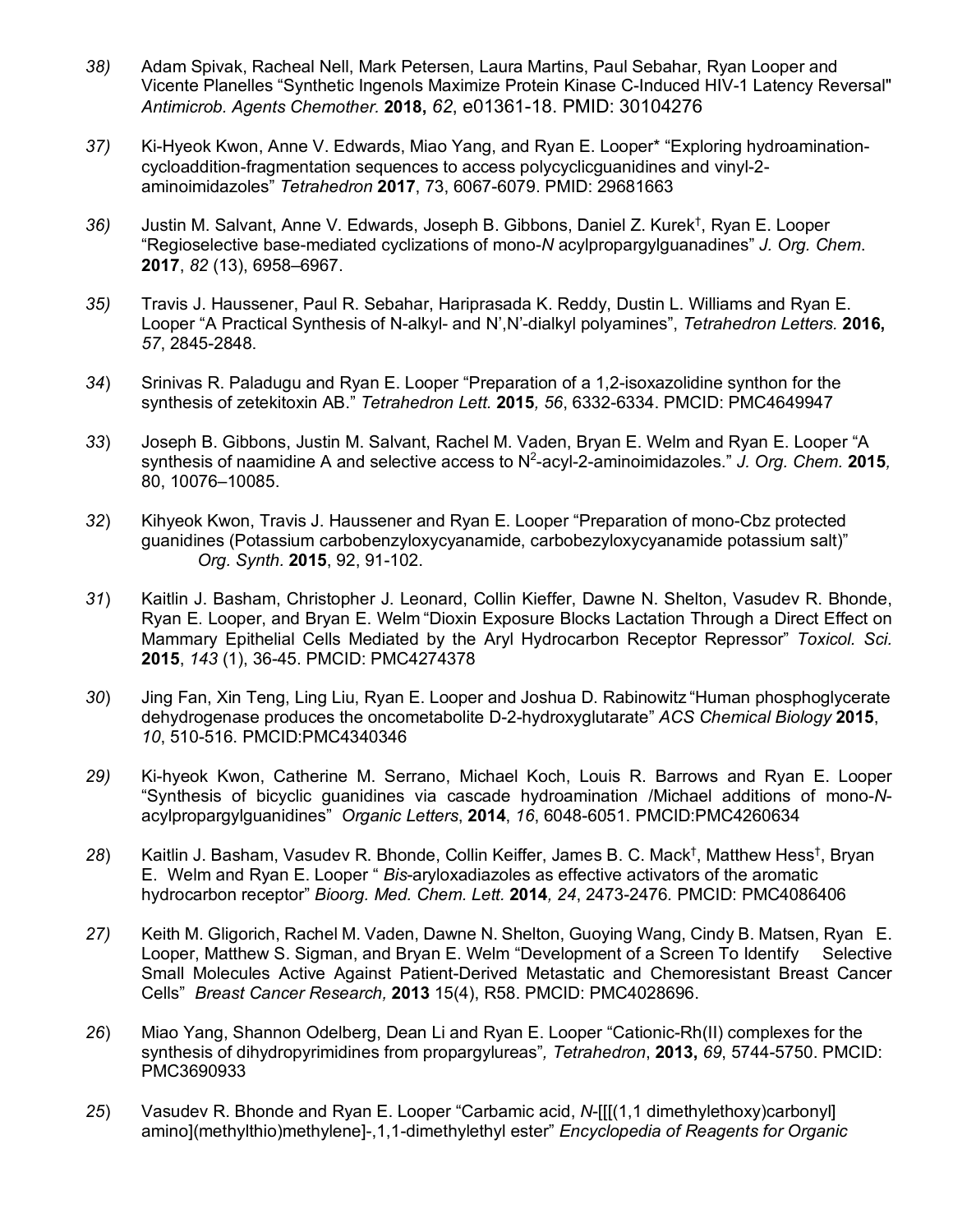*38)* Adam Spivak, Racheal Nell, Mark Petersen, Laura Martins, Paul Sebahar, Ryan Looper and Vicente Planelles "Synthetic Ingenols Maximize Protein Kinase C-Induced HIV-1 Latency Reversal" *Antimicrob. Agents Chemother.* **2018,** *62*, e01361-18. PMID: 30104276

*37)* Ki-Hyeok Kwon, Anne V. Edwards, Miao Yang, and Ryan E. Looper* "Exploring hydroamination-cycloaddition-fragmentation sequences to access polycyclicguanidines and vinyl-2-aminoimidazoles" *Tetrahedron* **2017**, 73, 6067-6079. PMID: 29681663

*36)* Justin M. Salvant, Anne V. Edwards, Joseph B. Gibbons, Daniel Z. Kurek[†], Ryan E. Looper "Regioselective base-mediated cyclizations of mono-*N* acylpropargylguanadines" *J. Org. Chem.* **2017**, *82* (13), 6958–6967.

*35)* Travis J. Haussener, Paul R. Sebahar, Hariprasada K. Reddy, Dustin L. Williams and Ryan E. Looper "A Practical Synthesis of N-alkyl- and N',N'-dialkyl polyamines", *Tetrahedron Letters.* **2016,** *57*, 2845-2848.

*34*) Srinivas R. Paladugu and Ryan E. Looper "Preparation of a 1,2-isoxazolidine synthon for the synthesis of zetekitoxin AB." *Tetrahedron Lett.* **2015***, 56*, 6332-6334. PMCID: PMC4649947

*33*) Joseph B. Gibbons, Justin M. Salvant, Rachel M. Vaden, Bryan E. Welm and Ryan E. Looper "A synthesis of naamidine A and selective access to $N^2$-acyl-2-aminoimidazoles." *J. Org. Chem.* **2015***,* 80, 10076–10085.

*32*) Kihyeok Kwon, Travis J. Haussener and Ryan E. Looper "Preparation of mono-Cbz protected guanidines (Potassium carbobenzyloxycyanamide, carbobezyloxycyanamide potassium salt)" *Org. Synth*. **2015**, 92, 91-102.

*31*) Kaitlin J. Basham, Christopher J. Leonard, Collin Kieffer, Dawne N. Shelton, Vasudev R. Bhonde, Ryan E. Looper, and Bryan E. Welm "Dioxin Exposure Blocks Lactation Through a Direct Effect on Mammary Epithelial Cells Mediated by the Aryl Hydrocarbon Receptor Repressor" *Toxicol. Sci.* **2015**, *143* (1), 36-45. PMCID: PMC4274378

*30*) Jing Fan, Xin Teng, Ling Liu, Ryan E. Looper and Joshua D. Rabinowitz "Human phosphoglycerate dehydrogenase produces the oncometabolite D-2-hydroxyglutarate" *ACS Chemical Biology* **2015**, *10*, 510-516. PMCID:PMC4340346

*29)* Ki-hyeok Kwon, Catherine M. Serrano, Michael Koch, Louis R. Barrows and Ryan E. Looper "Synthesis of bicyclic guanidines via cascade hydroamination /Michael additions of mono-*N*-acylpropargylguanidines" *Organic Letters*, **2014**, *16*, 6048-6051. PMCID:PMC4260634

*28*) Kaitlin J. Basham, Vasudev R. Bhonde, Collin Keiffer, James B. C. Mack[†], Matthew Hess[†], Bryan E. Welm and Ryan E. Looper " *Bis*-aryloxadiazoles as effective activators of the aromatic hydrocarbon receptor" *Bioorg. Med. Chem. Lett.* **2014***, 24*, 2473-2476*.* PMCID: PMC4086406

*27)* Keith M. Gligorich, Rachel M. Vaden, Dawne N. Shelton, Guoying Wang, Cindy B. Matsen, Ryan E. Looper, Matthew S. Sigman, and Bryan E. Welm "Development of a Screen To Identify Selective Small Molecules Active Against Patient-Derived Metastatic and Chemoresistant Breast Cancer Cells" *Breast Cancer Research,* **2013** 15(4), R58. PMCID: PMC4028696.

*26*) Miao Yang, Shannon Odelberg, Dean Li and Ryan E. Looper "Cationic-Rh(II) complexes for the synthesis of dihydropyrimidines from propargylureas"*, Tetrahedron*, **2013,** *69*, 5744-5750. PMCID: PMC3690933

*25*) Vasudev R. Bhonde and Ryan E. Looper "Carbamic acid, *N*-[[[(1,1 dimethylethoxy)carbonyl] amino](methylthio)methylene]-,1,1-dimethylethyl ester" *Encyclopedia of Reagents for Organic*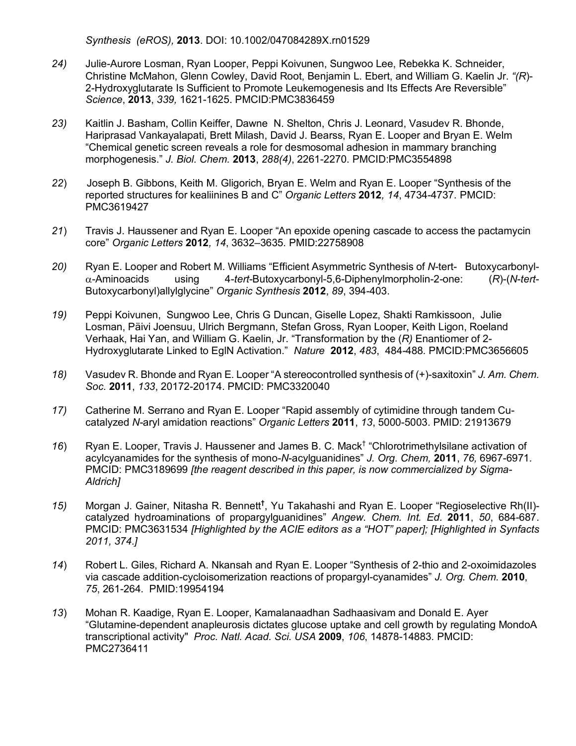*Synthesis (eROS),* **2013**. DOI: 10.1002/047084289X.rn01529

*24)* Julie-Aurore Losman, Ryan Looper, Peppi Koivunen, Sungwoo Lee, Rebekka K. Schneider, Christine McMahon, Glenn Cowley, David Root, Benjamin L. Ebert, and William G. Kaelin Jr. *"(R)*-2-Hydroxyglutarate Is Sufficient to Promote Leukemogenesis and Its Effects Are Reversible" *Science*, **2013**, *339,* 1621-1625. PMCID:PMC3836459

*23)* Kaitlin J. Basham, Collin Keiffer, Dawne N. Shelton, Chris J. Leonard, Vasudev R. Bhonde, Hariprasad Vankayalapati, Brett Milash, David J. Bearss, Ryan E. Looper and Bryan E. Welm "Chemical genetic screen reveals a role for desmosomal adhesion in mammary branching morphogenesis." *J. Biol. Chem.* **2013**, *288(4)*, 2261-2270. PMCID:PMC3554898

*22*) Joseph B. Gibbons, Keith M. Gligorich, Bryan E. Welm and Ryan E. Looper "Synthesis of the reported structures for kealiinines B and C" *Organic Letters* **2012***, 14*, 4734-4737. PMCID: PMC3619427

*21*) Travis J. Haussener and Ryan E. Looper "An epoxide opening cascade to access the pactamycin core" *Organic Letters* **2012***, 14*, 3632–3635. PMID:22758908

*20)* Ryan E. Looper and Robert M. Williams "Efficient Asymmetric Synthesis of *N*-tert- Butoxycarbonyl-$\alpha$-Aminoacids using 4-*tert*-Butoxycarbonyl-5,6-Diphenylmorpholin-2-one: (*R*)-(*N-tert*-Butoxycarbonyl)allylglycine" *Organic Synthesis* **2012**, *89*, 394-403.

*19)* Peppi Koivunen, Sungwoo Lee, Chris G Duncan, Giselle Lopez, Shakti Ramkissoon, Julie Losman, Päivi Joensuu, Ulrich Bergmann, Stefan Gross, Ryan Looper, Keith Ligon, Roeland Verhaak, Hai Yan, and William G. Kaelin, Jr. "Transformation by the (*R)* Enantiomer of 2-Hydroxyglutarate Linked to EglN Activation." *Nature* **2012**, *483*, 484-488. PMCID:PMC3656605

*18)* Vasudev R. Bhonde and Ryan E. Looper "A stereocontrolled synthesis of (+)-saxitoxin" *J. Am. Chem. Soc.* **2011**, *133*, 20172-20174. PMCID: PMC3320040

*17)* Catherine M. Serrano and Ryan E. Looper "Rapid assembly of cytimidine through tandem Cu-catalyzed *N*-aryl amidation reactions" *Organic Letters* **2011**, *13*, 5000-5003. PMID: 21913679

*16*) Ryan E. Looper, Travis J. Haussener and James B. C. Mack† "Chlorotrimethylsilane activation of acylcyanamides for the synthesis of mono-*N*-acylguanidines" *J. Org. Chem,* **2011**, *76,* 6967-6971*.* PMCID: PMC3189699 *[the reagent described in this paper, is now commercialized by Sigma-Aldrich]*

*15)* Morgan J. Gainer, Nitasha R. Bennett**†**, Yu Takahashi and Ryan E. Looper "Regioselective Rh(II)-catalyzed hydroaminations of propargylguanidines" *Angew. Chem. Int. Ed.* **2011**, *50*, 684-687. PMCID: PMC3631534 *[Highlighted by the ACIE editors as a "HOT" paper]; [Highlighted in Synfacts 2011, 374.]*

*14*) Robert L. Giles, Richard A. Nkansah and Ryan E. Looper "Synthesis of 2-thio and 2-oxoimidazoles via cascade addition-cycloisomerization reactions of propargyl-cyanamides" *J. Org. Chem.* **2010**, *75*, 261-264. PMID:19954194

*13*) Mohan R. Kaadige, Ryan E. Looper, Kamalanaadhan Sadhaasivam and Donald E. Ayer "Glutamine-dependent anapleurosis dictates glucose uptake and cell growth by regulating MondoA transcriptional activity" *Proc. Natl. Acad. Sci. USA* **2009**, *106*, 14878-14883*.* PMCID: PMC2736411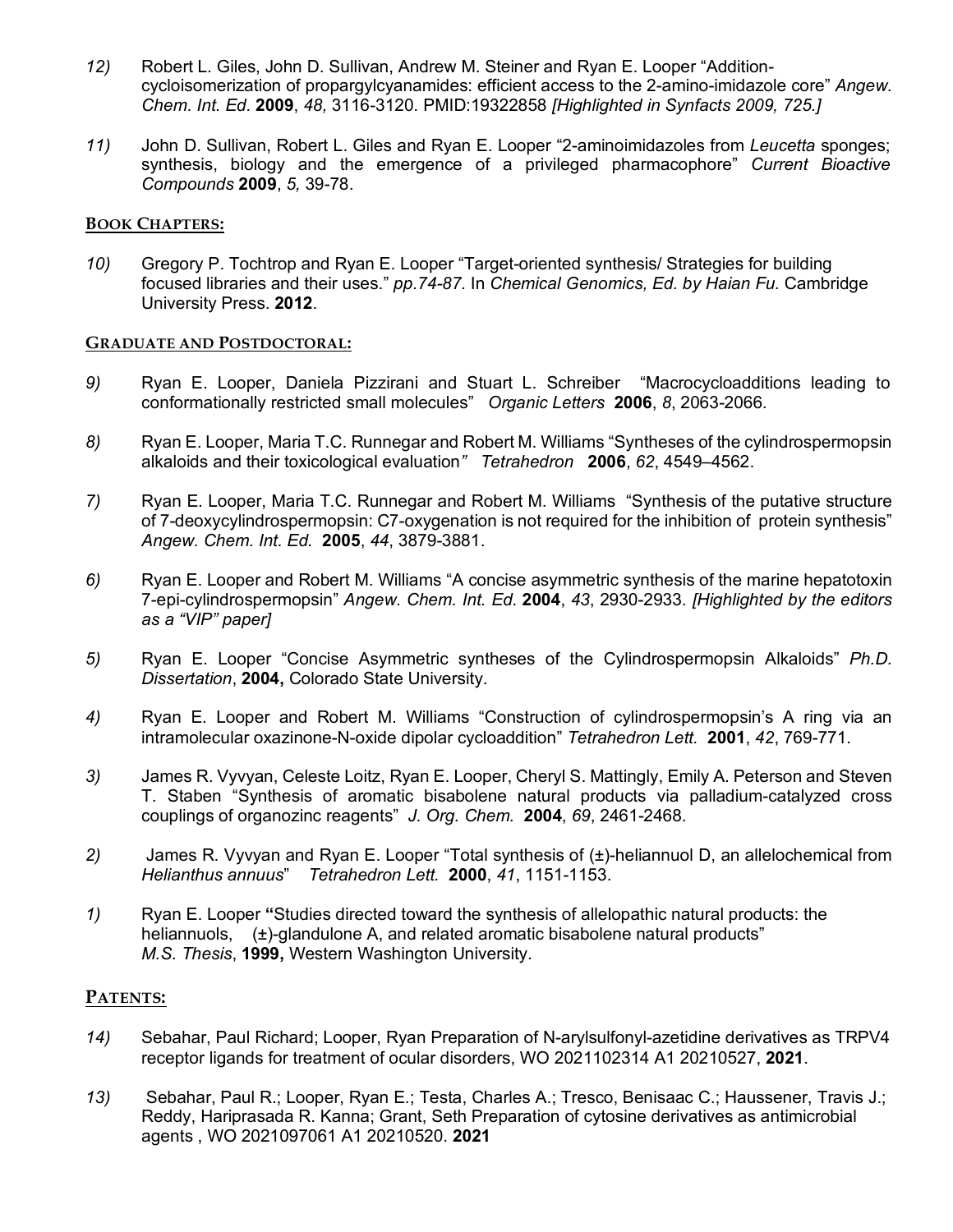12) Robert L. Giles, John D. Sullivan, Andrew M. Steiner and Ryan E. Looper "Addition-cycloisomerization of propargylcyanamides: efficient access to the 2-amino-imidazole core" *Angew. Chem. Int. Ed.* **2009**, *48,* 3116-3120. PMID:19322858 *[Highlighted in Synfacts 2009, 725.]*

11) John D. Sullivan, Robert L. Giles and Ryan E. Looper "2-aminoimidazoles from *Leucetta* sponges; synthesis, biology and the emergence of a privileged pharmacophore" *Current Bioactive Compounds* **2009**, *5,* 39-78.

## BOOK CHAPTERS:

10) Gregory P. Tochtrop and Ryan E. Looper "Target-oriented synthesis/ Strategies for building focused libraries and their uses." *pp.74-87.* In *Chemical Genomics, Ed. by Haian Fu.* Cambridge University Press. **2012**.

## GRADUATE AND POSTDOCTORAL:

9) Ryan E. Looper, Daniela Pizzirani and Stuart L. Schreiber "Macrocycloadditions leading to conformationally restricted small molecules" *Organic Letters* **2006**, *8*, 2063-2066.

8) Ryan E. Looper, Maria T.C. Runnegar and Robert M. Williams "Syntheses of the cylindrospermopsin alkaloids and their toxicological evaluation" *Tetrahedron* **2006**, *62*, 4549–4562.

7) Ryan E. Looper, Maria T.C. Runnegar and Robert M. Williams "Synthesis of the putative structure of 7-deoxycylindrospermopsin: C7-oxygenation is not required for the inhibition of protein synthesis" *Angew. Chem. Int. Ed.* **2005**, *44*, 3879-3881.

6) Ryan E. Looper and Robert M. Williams "A concise asymmetric synthesis of the marine hepatotoxin 7-epi-cylindrospermopsin" *Angew. Chem. Int. Ed.* **2004**, *43*, 2930-2933. *[Highlighted by the editors as a "VIP" paper]*

5) Ryan E. Looper "Concise Asymmetric syntheses of the Cylindrospermopsin Alkaloids" *Ph.D. Dissertation*, **2004,** Colorado State University.

4) Ryan E. Looper and Robert M. Williams "Construction of cylindrospermopsin's A ring via an intramolecular oxazinone-N-oxide dipolar cycloaddition" *Tetrahedron Lett.* **2001**, *42*, 769-771.

3) James R. Vyvyan, Celeste Loitz, Ryan E. Looper, Cheryl S. Mattingly, Emily A. Peterson and Steven T. Staben "Synthesis of aromatic bisabolene natural products via palladium-catalyzed cross couplings of organozinc reagents" *J. Org. Chem.* **2004**, *69*, 2461-2468.

2) James R. Vyvyan and Ryan E. Looper "Total synthesis of (±)-heliannuol D, an allelochemical from *Helianthus annuus*" *Tetrahedron Lett.* **2000**, *41*, 1151-1153.

1) Ryan E. Looper **"**Studies directed toward the synthesis of allelopathic natural products: the heliannuols, (±)-glandulone A, and related aromatic bisabolene natural products" *M.S. Thesis*, **1999,** Western Washington University.

## PATENTS:

14) Sebahar, Paul Richard; Looper, Ryan Preparation of N-arylsulfonyl-azetidine derivatives as TRPV4 receptor ligands for treatment of ocular disorders, WO 2021102314 A1 20210527, **2021**.

13) Sebahar, Paul R.; Looper, Ryan E.; Testa, Charles A.; Tresco, Benisaac C.; Haussener, Travis J.; Reddy, Hariprasada R. Kanna; Grant, Seth Preparation of cytosine derivatives as antimicrobial agents , WO 2021097061 A1 20210520. **2021**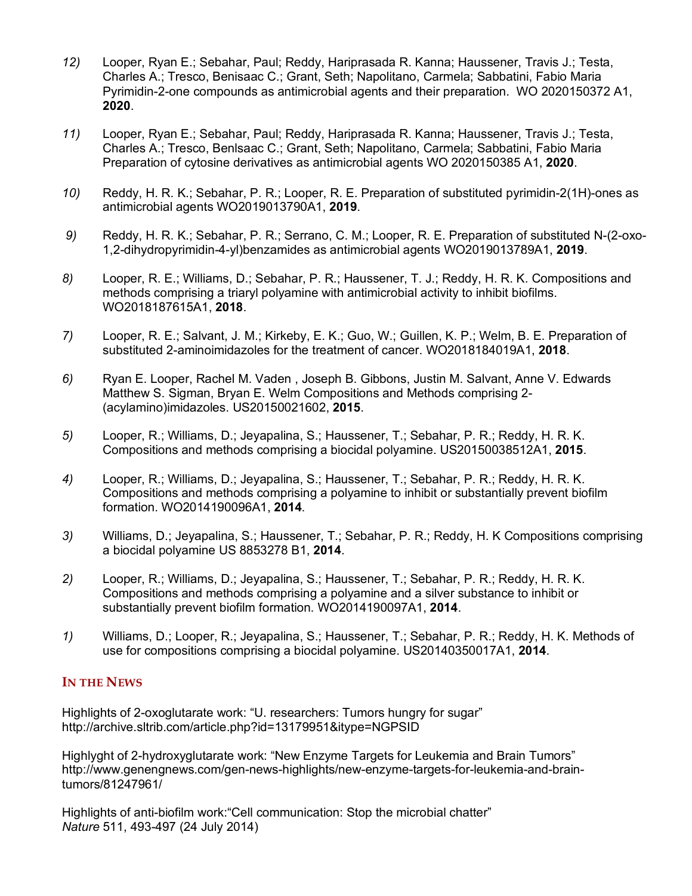*12)* Looper, Ryan E.; Sebahar, Paul; Reddy, Hariprasada R. Kanna; Haussener, Travis J.; Testa, Charles A.; Tresco, Benisaac C.; Grant, Seth; Napolitano, Carmela; Sabbatini, Fabio Maria Pyrimidin-2-one compounds as antimicrobial agents and their preparation. WO 2020150372 A1, **2020**.

*11)* Looper, Ryan E.; Sebahar, Paul; Reddy, Hariprasada R. Kanna; Haussener, Travis J.; Testa, Charles A.; Tresco, Benlsaac C.; Grant, Seth; Napolitano, Carmela; Sabbatini, Fabio Maria Preparation of cytosine derivatives as antimicrobial agents WO 2020150385 A1, **2020**.

*10)* Reddy, H. R. K.; Sebahar, P. R.; Looper, R. E. Preparation of substituted pyrimidin-2(1H)-ones as antimicrobial agents WO2019013790A1, **2019**.

*9)* Reddy, H. R. K.; Sebahar, P. R.; Serrano, C. M.; Looper, R. E. Preparation of substituted N-(2-oxo-1,2-dihydropyrimidin-4-yl)benzamides as antimicrobial agents WO2019013789A1, **2019**.

*8)* Looper, R. E.; Williams, D.; Sebahar, P. R.; Haussener, T. J.; Reddy, H. R. K. Compositions and methods comprising a triaryl polyamine with antimicrobial activity to inhibit biofilms. WO2018187615A1, **2018**.

*7)* Looper, R. E.; Salvant, J. M.; Kirkeby, E. K.; Guo, W.; Guillen, K. P.; Welm, B. E. Preparation of substituted 2-aminoimidazoles for the treatment of cancer. WO2018184019A1, **2018**.

*6)* Ryan E. Looper, Rachel M. Vaden , Joseph B. Gibbons, Justin M. Salvant, Anne V. Edwards Matthew S. Sigman, Bryan E. Welm Compositions and Methods comprising 2-(acylamino)imidazoles. US20150021602, **2015**.

*5)* Looper, R.; Williams, D.; Jeyapalina, S.; Haussener, T.; Sebahar, P. R.; Reddy, H. R. K. Compositions and methods comprising a biocidal polyamine. US20150038512A1, **2015**.

*4)* Looper, R.; Williams, D.; Jeyapalina, S.; Haussener, T.; Sebahar, P. R.; Reddy, H. R. K. Compositions and methods comprising a polyamine to inhibit or substantially prevent biofilm formation. WO2014190096A1, **2014**.

*3)* Williams, D.; Jeyapalina, S.; Haussener, T.; Sebahar, P. R.; Reddy, H. K Compositions comprising a biocidal polyamine US 8853278 B1, **2014**.

*2)* Looper, R.; Williams, D.; Jeyapalina, S.; Haussener, T.; Sebahar, P. R.; Reddy, H. R. K. Compositions and methods comprising a polyamine and a silver substance to inhibit or substantially prevent biofilm formation. WO2014190097A1, **2014**.

*1)* Williams, D.; Looper, R.; Jeyapalina, S.; Haussener, T.; Sebahar, P. R.; Reddy, H. K. Methods of use for compositions comprising a biocidal polyamine. US20140350017A1, **2014**.

## IN THE NEWS

Highlights of 2-oxoglutarate work: “U. researchers: Tumors hungry for sugar” http://archive.sltrib.com/article.php?id=13179951&itype=NGPSID

Highlyght of 2-hydroxyglutarate work: “New Enzyme Targets for Leukemia and Brain Tumors” http://www.genengnews.com/gen-news-highlights/new-enzyme-targets-for-leukemia-and-brain-tumors/81247961/

Highlights of anti-biofilm work:“Cell communication: Stop the microbial chatter” *Nature* 511, 493-497 (24 July 2014)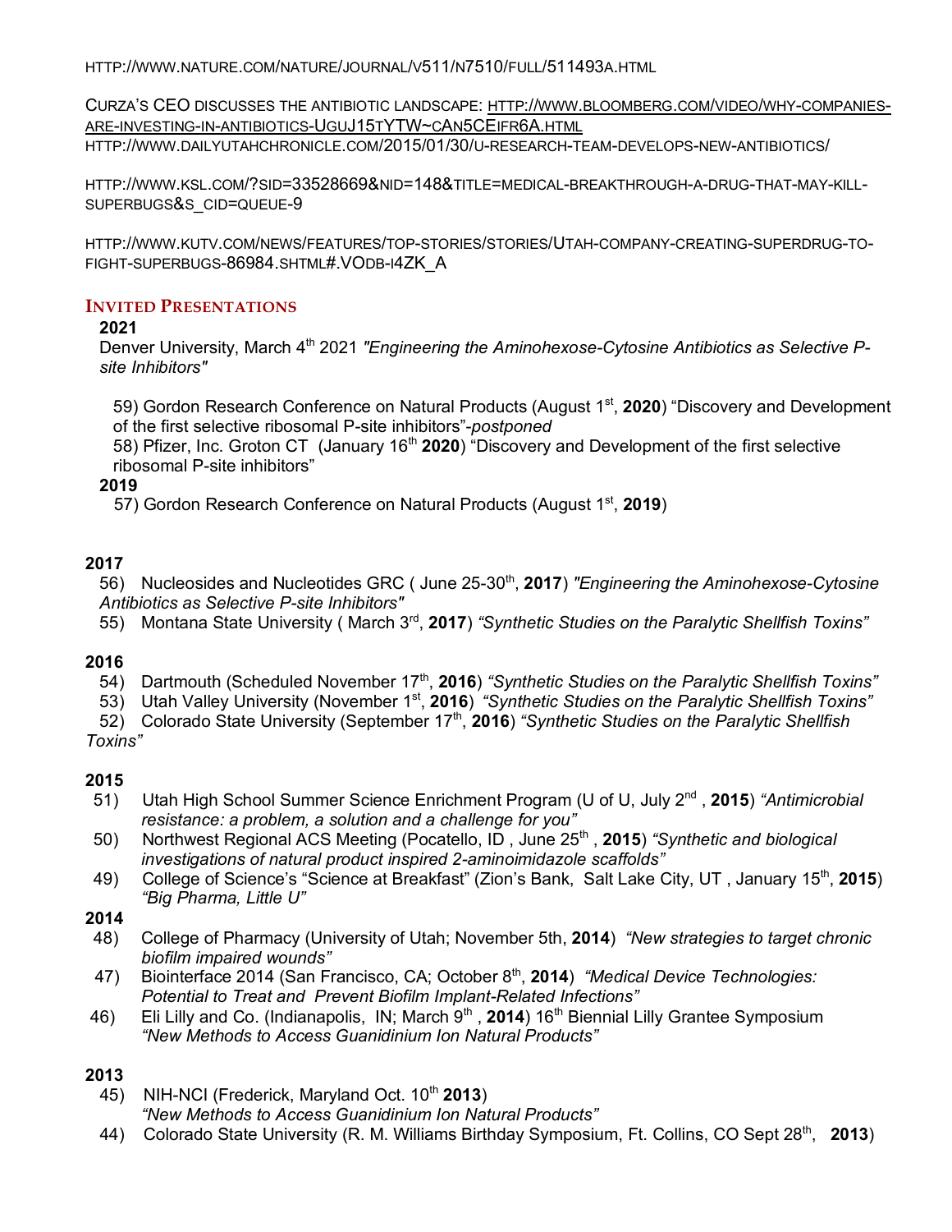HTTP://WWW.NATURE.COM/NATURE/JOURNAL/V511/N7510/FULL/511493A.HTML

CURZA'S CEO DISCUSSES THE ANTIBIOTIC LANDSCAPE: HTTP://WWW.BLOOMBERG.COM/VIDEO/WHY-COMPANIES-ARE-INVESTING-IN-ANTIBIOTICS-UGUJ15TYTW~CAN5CEIFR6A.HTML

HTTP://WWW.DAILYUTAHCHRONICLE.COM/2015/01/30/U-RESEARCH-TEAM-DEVELOPS-NEW-ANTIBIOTICS/

HTTP://WWW.KSL.COM/?SID=33528669&NID=148&TITLE=MEDICAL-BREAKTHROUGH-A-DRUG-THAT-MAY-KILL-SUPERBUGS&S_CID=QUEUE-9

HTTP://WWW.KUTV.COM/NEWS/FEATURES/TOP-STORIES/STORIES/UTAH-COMPANY-CREATING-SUPERDRUG-TO-FIGHT-SUPERBUGS-86984.SHTML#.VODB-I4ZK_A

## INVITED PRESENTATIONS

**2021**

Denver University, March 4th 2021 *"Engineering the Aminohexose-Cytosine Antibiotics as Selective P-site Inhibitors"*

59) Gordon Research Conference on Natural Products (August 1st, **2020**) "Discovery and Development of the first selective ribosomal P-site inhibitors"-*postponed*

58) Pfizer, Inc. Groton CT (January 16th **2020**) "Discovery and Development of the first selective ribosomal P-site inhibitors"

**2019**

57) Gordon Research Conference on Natural Products (August 1st, **2019**)

**2017**

56) Nucleosides and Nucleotides GRC ( June 25-30th, **2017**) *"Engineering the Aminohexose-Cytosine Antibiotics as Selective P-site Inhibitors"*

55) Montana State University ( March 3rd, **2017**) *"Synthetic Studies on the Paralytic Shellfish Toxins"*

**2016**

54) Dartmouth (Scheduled November 17th, **2016**) *"Synthetic Studies on the Paralytic Shellfish Toxins"*

53) Utah Valley University (November 1st, **2016**) *"Synthetic Studies on the Paralytic Shellfish Toxins"*

52) Colorado State University (September 17th, **2016**) *"Synthetic Studies on the Paralytic Shellfish Toxins"*

**2015**

51) Utah High School Summer Science Enrichment Program (U of U, July 2nd , **2015**) *"Antimicrobial resistance: a problem, a solution and a challenge for you"*

50) Northwest Regional ACS Meeting (Pocatello, ID , June 25th , **2015**) *"Synthetic and biological investigations of natural product inspired 2-aminoimidazole scaffolds"*

49) College of Science's "Science at Breakfast" (Zion's Bank, Salt Lake City, UT , January 15th, **2015**) *"Big Pharma, Little U"*

**2014**

48) College of Pharmacy (University of Utah; November 5th, **2014**) *"New strategies to target chronic biofilm impaired wounds"*

47) Biointerface 2014 (San Francisco, CA; October 8th, **2014**) *"Medical Device Technologies: Potential to Treat and Prevent Biofilm Implant-Related Infections"*

46) Eli Lilly and Co. (Indianapolis, IN; March 9th , **2014**) 16th Biennial Lilly Grantee Symposium *"New Methods to Access Guanidinium Ion Natural Products"*

**2013**

45) NIH-NCI (Frederick, Maryland Oct. 10th **2013**) *"New Methods to Access Guanidinium Ion Natural Products"*

44) Colorado State University (R. M. Williams Birthday Symposium, Ft. Collins, CO Sept 28th, **2013**)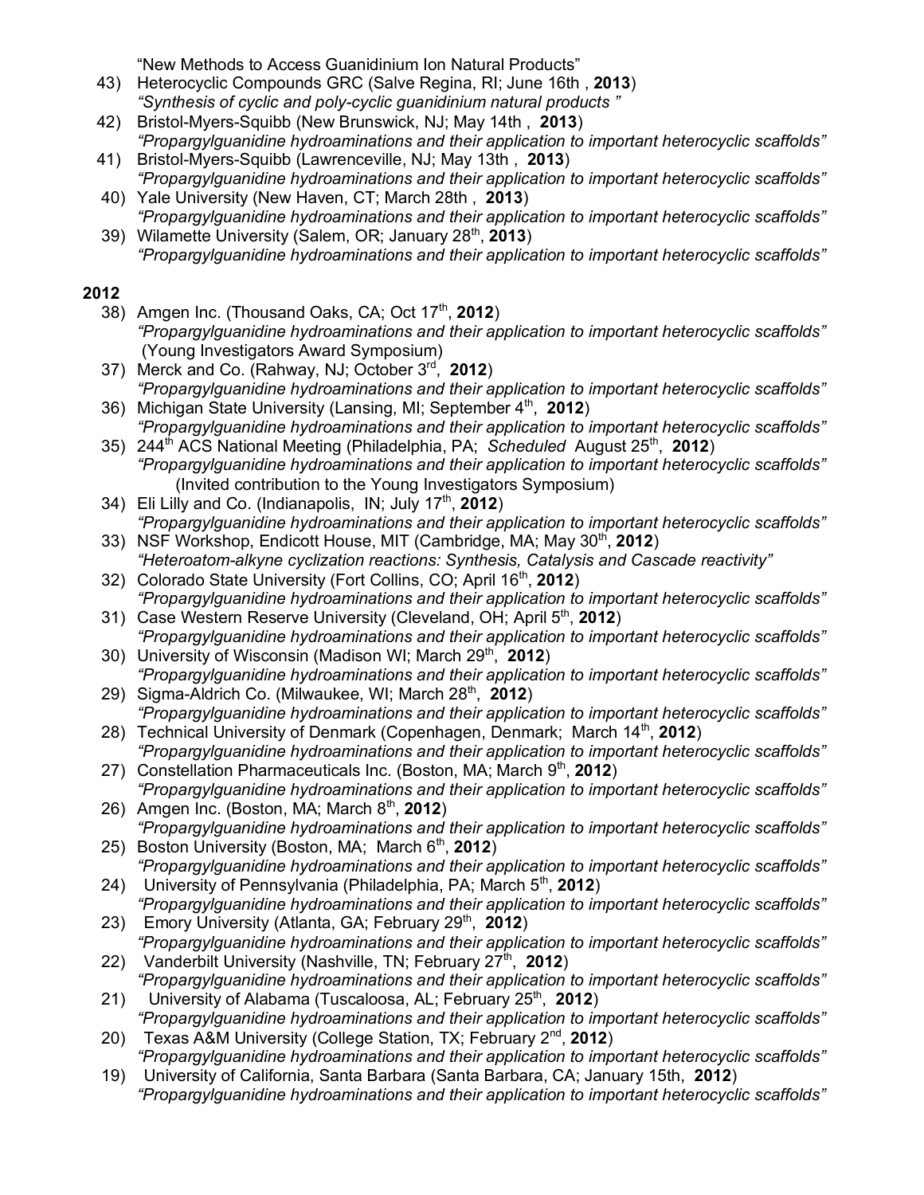"New Methods to Access Guanidinium Ion Natural Products"

43) Heterocyclic Compounds GRC (Salve Regina, RI; June 16th , **2013**)
*"Synthesis of cyclic and poly-cyclic guanidinium natural products "*

42) Bristol-Myers-Squibb (New Brunswick, NJ; May 14th , **2013**)
*"Propargylguanidine hydroaminations and their application to important heterocyclic scaffolds"*

41) Bristol-Myers-Squibb (Lawrenceville, NJ; May 13th , **2013**)
*"Propargylguanidine hydroaminations and their application to important heterocyclic scaffolds"*

40) Yale University (New Haven, CT; March 28th , **2013**)
*"Propargylguanidine hydroaminations and their application to important heterocyclic scaffolds"*

39) Wilamette University (Salem, OR; January 28th, **2013**)
*"Propargylguanidine hydroaminations and their application to important heterocyclic scaffolds"*

**2012**

38) Amgen Inc. (Thousand Oaks, CA; Oct 17th, **2012**)
*"Propargylguanidine hydroaminations and their application to important heterocyclic scaffolds"*
(Young Investigators Award Symposium)

37) Merck and Co. (Rahway, NJ; October 3rd, **2012**)
*"Propargylguanidine hydroaminations and their application to important heterocyclic scaffolds"*

36) Michigan State University (Lansing, MI; September 4th, **2012**)
*"Propargylguanidine hydroaminations and their application to important heterocyclic scaffolds"*

35) 244th ACS National Meeting (Philadelphia, PA; *Scheduled* August 25th, **2012**)
*"Propargylguanidine hydroaminations and their application to important heterocyclic scaffolds"*
(Invited contribution to the Young Investigators Symposium)

34) Eli Lilly and Co. (Indianapolis, IN; July 17th, **2012**)
*"Propargylguanidine hydroaminations and their application to important heterocyclic scaffolds"*

33) NSF Workshop, Endicott House, MIT (Cambridge, MA; May 30th, **2012**)
*"Heteroatom-alkyne cyclization reactions: Synthesis, Catalysis and Cascade reactivity"*

32) Colorado State University (Fort Collins, CO; April 16th, **2012**)
*"Propargylguanidine hydroaminations and their application to important heterocyclic scaffolds"*

31) Case Western Reserve University (Cleveland, OH; April 5th, **2012**)
*"Propargylguanidine hydroaminations and their application to important heterocyclic scaffolds"*

30) University of Wisconsin (Madison WI; March 29th, **2012**)
*"Propargylguanidine hydroaminations and their application to important heterocyclic scaffolds"*

29) Sigma-Aldrich Co. (Milwaukee, WI; March 28th, **2012**)
*"Propargylguanidine hydroaminations and their application to important heterocyclic scaffolds"*

28) Technical University of Denmark (Copenhagen, Denmark; March 14th, **2012**)
*"Propargylguanidine hydroaminations and their application to important heterocyclic scaffolds"*

27) Constellation Pharmaceuticals Inc. (Boston, MA; March 9th, **2012**)
*"Propargylguanidine hydroaminations and their application to important heterocyclic scaffolds"*

26) Amgen Inc. (Boston, MA; March 8th, **2012**)
*"Propargylguanidine hydroaminations and their application to important heterocyclic scaffolds"*

25) Boston University (Boston, MA; March 6th, **2012**)
*"Propargylguanidine hydroaminations and their application to important heterocyclic scaffolds"*

24) University of Pennsylvania (Philadelphia, PA; March 5th, **2012**)
*"Propargylguanidine hydroaminations and their application to important heterocyclic scaffolds"*

23) Emory University (Atlanta, GA; February 29th, **2012**)
*"Propargylguanidine hydroaminations and their application to important heterocyclic scaffolds"*

22) Vanderbilt University (Nashville, TN; February 27th, **2012**)
*"Propargylguanidine hydroaminations and their application to important heterocyclic scaffolds"*

21) University of Alabama (Tuscaloosa, AL; February 25th, **2012**)
*"Propargylguanidine hydroaminations and their application to important heterocyclic scaffolds"*

20) Texas A&M University (College Station, TX; February 2nd, **2012**)
*"Propargylguanidine hydroaminations and their application to important heterocyclic scaffolds"*

19) University of California, Santa Barbara (Santa Barbara, CA; January 15th, **2012**)
*"Propargylguanidine hydroaminations and their application to important heterocyclic scaffolds"*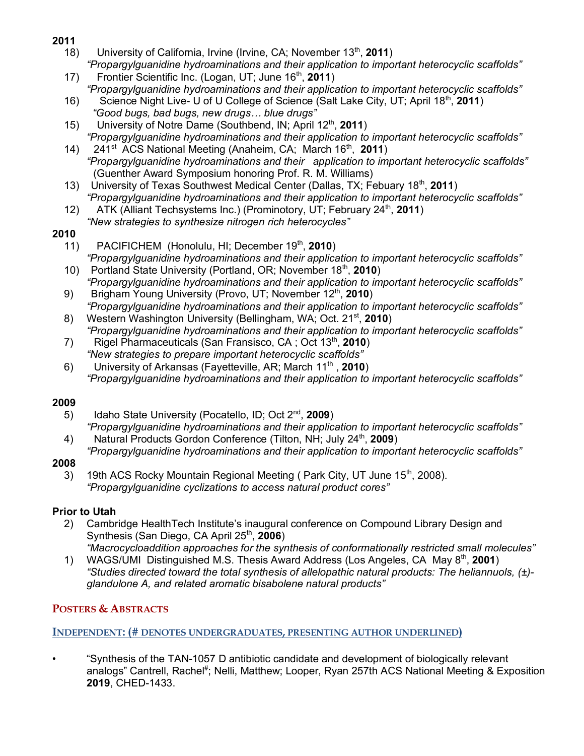**2011**

18) University of California, Irvine (Irvine, CA; November 13th, **2011**)
*"Propargylguanidine hydroaminations and their application to important heterocyclic scaffolds"*

17) Frontier Scientific Inc. (Logan, UT; June 16th, **2011**)
*"Propargylguanidine hydroaminations and their application to important heterocyclic scaffolds"*

16) Science Night Live- U of U College of Science (Salt Lake City, UT; April 18th, **2011**)
*"Good bugs, bad bugs, new drugs… blue drugs"*

15) University of Notre Dame (Southbend, IN; April 12th, **2011**)
*"Propargylguanidine hydroaminations and their application to important heterocyclic scaffolds"*

14) 241st ACS National Meeting (Anaheim, CA; March 16th, **2011**)
*"Propargylguanidine hydroaminations and their application to important heterocyclic scaffolds"*
(Guenther Award Symposium honoring Prof. R. M. Williams)

13) University of Texas Southwest Medical Center (Dallas, TX; Febuary 18th, **2011**)
*"Propargylguanidine hydroaminations and their application to important heterocyclic scaffolds"*

12) ATK (Alliant Techsystems Inc.) (Prominotory, UT; February 24th, **2011**)
*"New strategies to synthesize nitrogen rich heterocycles"*

**2010**

11) PACIFICHEM (Honolulu, HI; December 19th, **2010**)
*"Propargylguanidine hydroaminations and their application to important heterocyclic scaffolds"*

10) Portland State University (Portland, OR; November 18th, **2010**)
*"Propargylguanidine hydroaminations and their application to important heterocyclic scaffolds"*

9) Brigham Young University (Provo, UT; November 12th, **2010**)
*"Propargylguanidine hydroaminations and their application to important heterocyclic scaffolds"*

8) Western Washington University (Bellingham, WA; Oct. 21st, **2010**)
*"Propargylguanidine hydroaminations and their application to important heterocyclic scaffolds"*

7) Rigel Pharmaceuticals (San Fransisco, CA ; Oct 13th, **2010**)
*"New strategies to prepare important heterocyclic scaffolds"*

6) University of Arkansas (Fayetteville, AR; March 11th , **2010**)
*"Propargylguanidine hydroaminations and their application to important heterocyclic scaffolds"*

**2009**

5) Idaho State University (Pocatello, ID; Oct 2nd, **2009**)
*"Propargylguanidine hydroaminations and their application to important heterocyclic scaffolds"*

4) Natural Products Gordon Conference (Tilton, NH; July 24th, **2009**)
*"Propargylguanidine hydroaminations and their application to important heterocyclic scaffolds"*

**2008**

3) 19th ACS Rocky Mountain Regional Meeting ( Park City, UT June 15th, 2008).
*"Propargylguanidine cyclizations to access natural product cores"*

**Prior to Utah**

2) Cambridge HealthTech Institute's inaugural conference on Compound Library Design and Synthesis (San Diego, CA April 25th, **2006**)
*"Macrocycloaddition approaches for the synthesis of conformationally restricted small molecules"*

1) WAGS/UMI Distinguished M.S. Thesis Award Address (Los Angeles, CA May 8th, **2001**)
*"Studies directed toward the total synthesis of allelopathic natural products: The heliannuols, (±)-glandulone A, and related aromatic bisabolene natural products"*

## Posters & Abstracts

### Independent: (# denotes undergraduates, presenting author underlined)

- "Synthesis of the TAN-1057 D antibiotic candidate and development of biologically relevant analogs" Cantrell, Rachel#; Nelli, Matthew; Looper, Ryan 257th ACS National Meeting & Exposition **2019**, CHED-1433.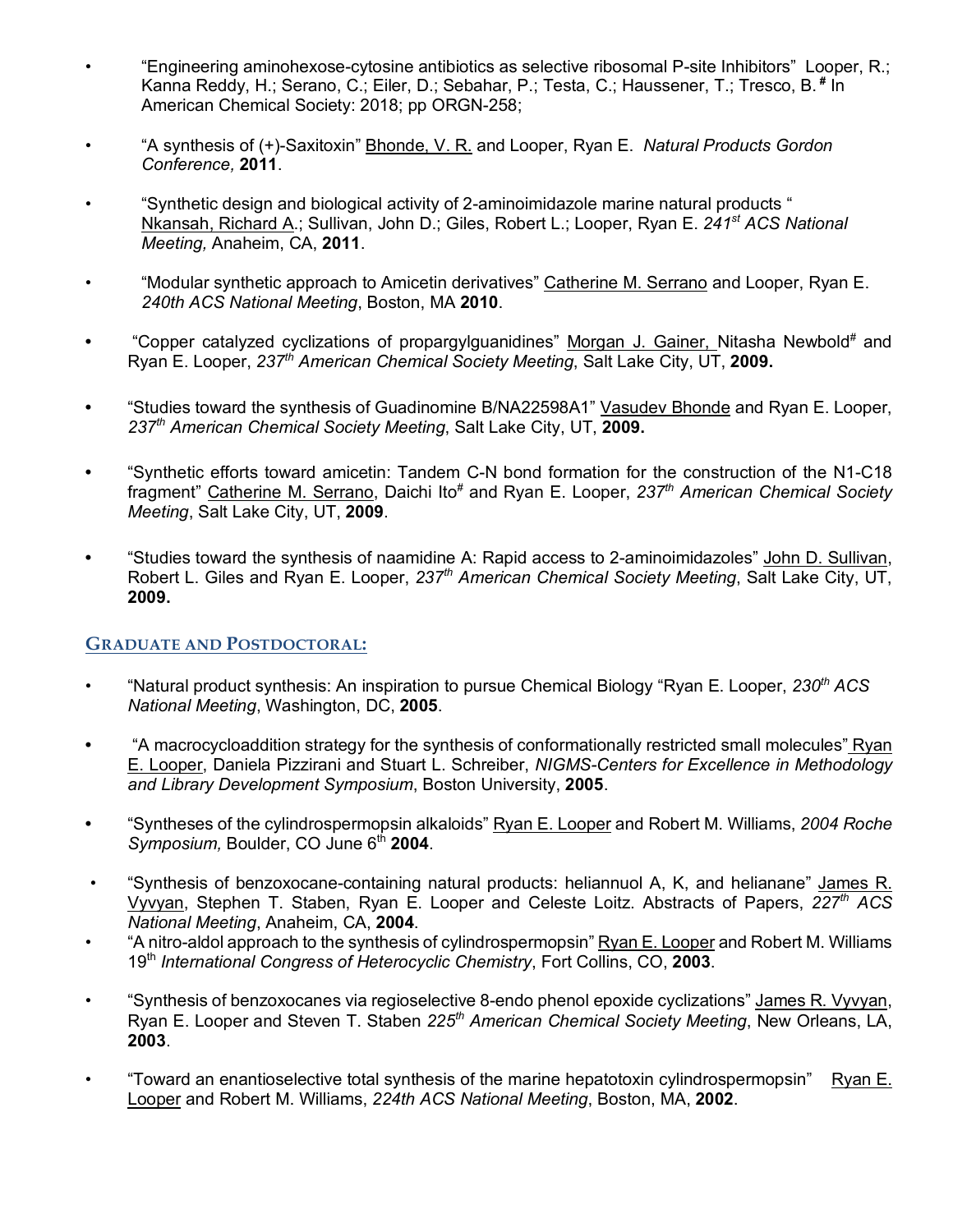- "Engineering aminohexose-cytosine antibiotics as selective ribosomal P-site Inhibitors" Looper, R.; Kanna Reddy, H.; Serano, C.; Eiler, D.; Sebahar, P.; Testa, C.; Haussener, T.; Tresco, B.[#] In American Chemical Society: 2018; pp ORGN-258;

- "A synthesis of (+)-Saxitoxin" Bhonde, V. R. and Looper, Ryan E. *Natural Products Gordon Conference,* **2011**.

- "Synthetic design and biological activity of 2-aminoimidazole marine natural products " Nkansah, Richard A.; Sullivan, John D.; Giles, Robert L.; Looper, Ryan E. *241st ACS National Meeting,* Anaheim, CA, **2011**.

- "Modular synthetic approach to Amicetin derivatives" Catherine M. Serrano and Looper, Ryan E. *240th ACS National Meeting*, Boston, MA **2010**.

- "Copper catalyzed cyclizations of propargylguanidines" Morgan J. Gainer, Nitasha Newbold[#] and Ryan E. Looper, *237th American Chemical Society Meeting*, Salt Lake City, UT, **2009.**

- "Studies toward the synthesis of Guadinomine B/NA22598A1" Vasudev Bhonde and Ryan E. Looper, *237th American Chemical Society Meeting*, Salt Lake City, UT, **2009.**

- "Synthetic efforts toward amicetin: Tandem C-N bond formation for the construction of the N1-C18 fragment" Catherine M. Serrano, Daichi Ito[#] and Ryan E. Looper, *237th American Chemical Society Meeting*, Salt Lake City, UT, **2009**.

- "Studies toward the synthesis of naamidine A: Rapid access to 2-aminoimidazoles" John D. Sullivan, Robert L. Giles and Ryan E. Looper, *237th American Chemical Society Meeting*, Salt Lake City, UT, **2009.**

## Graduate and Postdoctoral:

- "Natural product synthesis: An inspiration to pursue Chemical Biology "Ryan E. Looper, *230th ACS National Meeting*, Washington, DC, **2005**.

- "A macrocycloaddition strategy for the synthesis of conformationally restricted small molecules" Ryan E. Looper, Daniela Pizzirani and Stuart L. Schreiber, *NIGMS-Centers for Excellence in Methodology and Library Development Symposium*, Boston University, **2005**.

- "Syntheses of the cylindrospermopsin alkaloids" Ryan E. Looper and Robert M. Williams, *2004 Roche Symposium,* Boulder, CO June 6th **2004**.

- "Synthesis of benzoxocane-containing natural products: heliannuol A, K, and helianane" James R. Vyvyan, Stephen T. Staben, Ryan E. Looper and Celeste Loitz. Abstracts of Papers, *227th ACS National Meeting*, Anaheim, CA, **2004**.
- "A nitro-aldol approach to the synthesis of cylindrospermopsin" Ryan E. Looper and Robert M. Williams 19th *International Congress of Heterocyclic Chemistry*, Fort Collins, CO, **2003**.

- "Synthesis of benzoxocanes via regioselective 8-endo phenol epoxide cyclizations" James R. Vyvyan, Ryan E. Looper and Steven T. Staben *225th American Chemical Society Meeting*, New Orleans, LA, **2003**.

- "Toward an enantioselective total synthesis of the marine hepatotoxin cylindrospermopsin" Ryan E. Looper and Robert M. Williams, *224th ACS National Meeting*, Boston, MA, **2002**.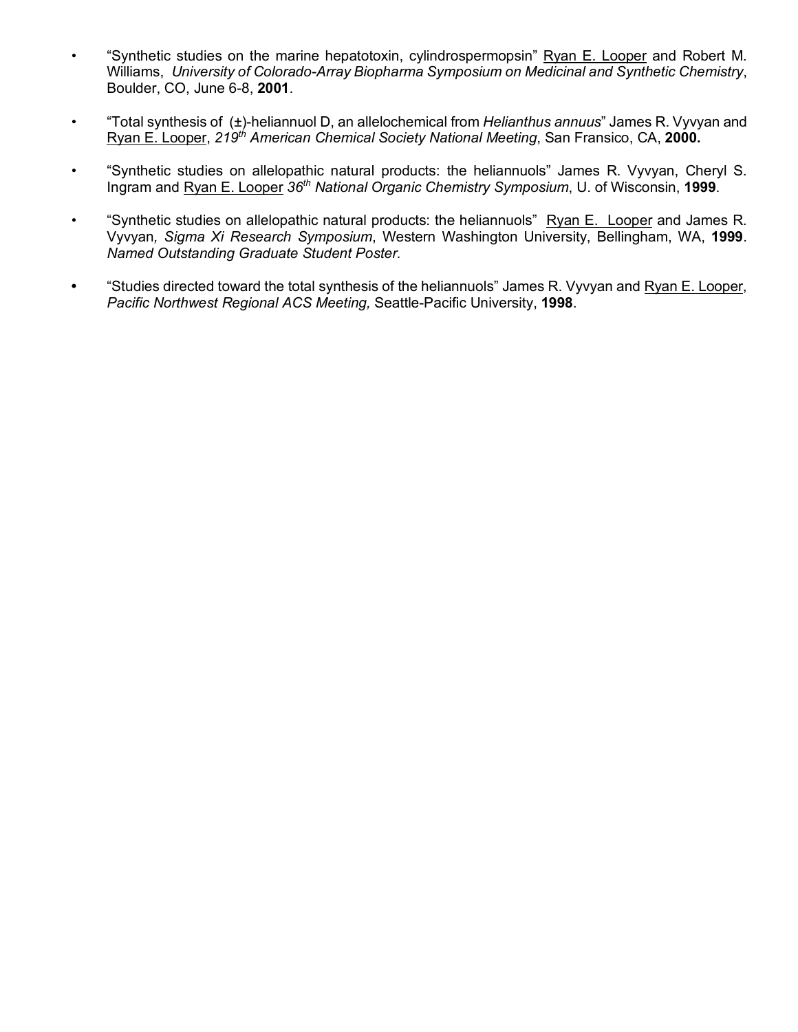- "Synthetic studies on the marine hepatotoxin, cylindrospermopsin" <u>Ryan E. Looper</u> and Robert M. Williams, *University of Colorado-Array Biopharma Symposium on Medicinal and Synthetic Chemistry*, Boulder, CO, June 6-8, **2001**.

- "Total synthesis of (±)-heliannuol D, an allelochemical from *Helianthus annuus*" James R. Vyvyan and <u>Ryan E. Looper</u>, *219th American Chemical Society National Meeting*, San Fransico, CA, **2000.**

- "Synthetic studies on allelopathic natural products: the heliannuols" James R. Vyvyan, Cheryl S. Ingram and <u>Ryan E. Looper</u> *36th National Organic Chemistry Symposium*, U. of Wisconsin, **1999**.

- "Synthetic studies on allelopathic natural products: the heliannuols" <u>Ryan E. Looper</u> and James R. Vyvyan*, Sigma Xi Research Symposium*, Western Washington University, Bellingham, WA, **1999**. *Named Outstanding Graduate Student Poster.*

- "Studies directed toward the total synthesis of the heliannuols" James R. Vyvyan and <u>Ryan E. Looper</u>, *Pacific Northwest Regional ACS Meeting,* Seattle-Pacific University, **1998**.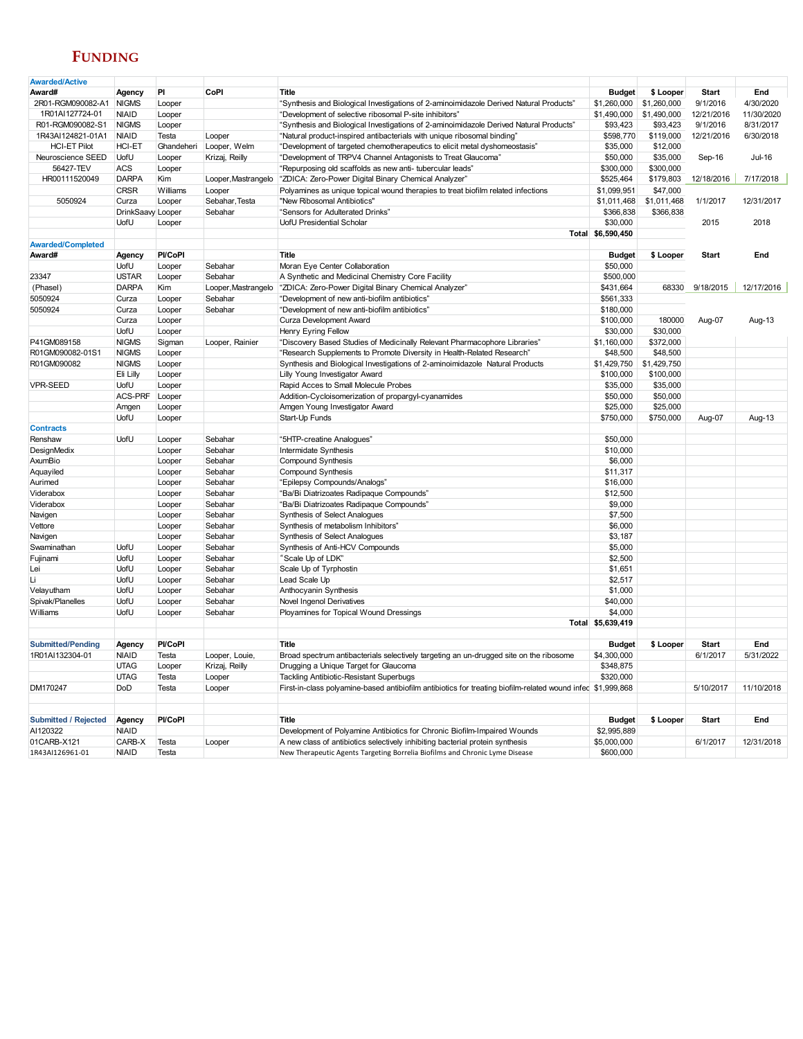# FUNDING

| Awarded/Active | | | | | | | | |
|---|---|---|---|---|---|---|---|---|
| **Award#** | **Agency** | **PI** | **CoPI** | **Title** | **Budget** | **$ Looper** | **Start** | **End** |
| 2R01-RGM090082-A1 | NIGMS | Looper | | "Synthesis and Biological Investigations of 2-aminoimidazole Derived Natural Products" | $1,260,000 | $1,260,000 | 9/1/2016 | 4/30/2020 |
| 1R01AI127724-01 | NIAID | Looper | | "Development of selective ribosomal P-site inhibitors" | $1,490,000 | $1,490,000 | 12/21/2016 | 11/30/2020 |
| R01-RGM090082-S1 | NIGMS | Looper | | "Synthesis and Biological Investigations of 2-aminoimidazole Derived Natural Products" | $93,423 | $93,423 | 9/1/2016 | 8/31/2017 |
| 1R43AI124821-01A1 | NIAID | Testa | Looper | "Natural product-inspired antibacterials with unique ribosomal binding" | $598,770 | $119,000 | 12/21/2016 | 6/30/2018 |
| HCI-ET Pilot | HCI-ET | Ghandeheri | Looper, Welm | "Development of targeted chemotherapeutics to elicit metal dyshomeostasis" | $35,000 | $12,000 | | |
| Neuroscience SEED | UofU | Looper | Krizaj, Reilly | "Development of TRPV4 Channel Antagonists to Treat Glaucoma" | $50,000 | $35,000 | Sep-16 | Jul-16 |
| 56427-TEV | ACS | Looper | | "Repurposing old scaffolds as new anti- tubercular leads" | $300,000 | $300,000 | | |
| HR00111520049 | DARPA | Kim | Looper,Mastrangelo | "ZDICA: Zero-Power Digital Binary Chemical Analyzer" | $525,464 | $179,803 | 12/18/2016 | 7/17/2018 |
| | CRSR | Williams | Looper | Polyamines as unique topical wound therapies to treat biofilm related infections | $1,099,951 | $47,000 | | |
| 5050924 | Curza | Looper | Sebahar,Testa | "New Ribosomal Antibiotics" | $1,011,468 | $1,011,468 | 1/1/2017 | 12/31/2017 |
| | DrinkSaavy | Looper | Sebahar | "Sensors for Adulterated Drinks" | $366,838 | $366,838 | | |
| | UofU | Looper | | UofU Presidential Scholar | $30,000 | | 2015 | 2018 |
| | | | | **Total** | **$6,590,450** | | | |
| **Awarded/Completed** | | | | | | | | |
| **Award#** | **Agency** | **PI/CoPI** | | **Title** | **Budget** | **$ Looper** | **Start** | **End** |
| | UofU | Looper | Sebahar | Moran Eye Center Collaboration | $50,000 | | | |
| 23347 | USTAR | Looper | Sebahar | A Synthetic and Medicinal Chemistry Core Facility | $500,000 | | | |
| (PhaseI) | DARPA | Kim | Looper,Mastrangelo | "ZDICA: Zero-Power Digital Binary Chemical Analyzer" | $431,664 | 68330 | 9/18/2015 | 12/17/2016 |
| 5050924 | Curza | Looper | Sebahar | "Development of new anti-biofilm antibiotics" | $561,333 | | | |
| 5050924 | Curza | Looper | Sebahar | "Development of new anti-biofilm antibiotics" | $180,000 | | | |
| | Curza | Looper | | Curza Development Award | $100,000 | 180000 | Aug-07 | Aug-13 |
| | UofU | Looper | | Henry Eyring Fellow | $30,000 | $30,000 | | |
| P41GM089158 | NIGMS | Sigman | Looper, Rainier | "Discovery Based Studies of Medicinally Relevant Pharmacophore Libraries" | $1,160,000 | $372,000 | | |
| R01GM090082-01S1 | NIGMS | Looper | | "Research Supplements to Promote Diversity in Health-Related Research" | $48,500 | $48,500 | | |
| R01GM090082 | NIGMS | Looper | | Synthesis and Biological Investigations of 2-aminoimidazole Natural Products | $1,429,750 | $1,429,750 | | |
| | Eli Lilly | Looper | | Lilly Young Investigator Award | $100,000 | $100,000 | | |
| VPR-SEED | UofU | Looper | | Rapid Acces to Small Molecule Probes | $35,000 | $35,000 | | |
| | ACS-PRF | Looper | | Addition-Cycloisomerization of propargyl-cyanamides | $50,000 | $50,000 | | |
| | Amgen | Looper | | Amgen Young Investigator Award | $25,000 | $25,000 | | |
| | UofU | Looper | | Start-Up Funds | $750,000 | $750,000 | Aug-07 | Aug-13 |
| **Contracts** | | | | | | | | |
| Renshaw | UofU | Looper | Sebahar | "5HTP-creatine Analogues" | $50,000 | | | |
| DesignMedix | | Looper | Sebahar | Intermidate Synthesis | $10,000 | | | |
| AxumBio | | Looper | Sebahar | Compound Synthesis | $6,000 | | | |
| Aquayiled | | Looper | Sebahar | Compound Synthesis | $11,317 | | | |
| Aurimed | | Looper | Sebahar | "Epilepsy Compounds/Analogs" | $16,000 | | | |
| Viderabox | | Looper | Sebahar | "Ba/Bi Diatrizoates Radipaque Compounds" | $12,500 | | | |
| Viderabox | | Looper | Sebahar | "Ba/Bi Diatrizoates Radipaque Compounds" | $9,000 | | | |
| Navigen | | Looper | Sebahar | Synthesis of Select Analogues | $7,500 | | | |
| Vettore | | Looper | Sebahar | Synthesis of metabolism Inhibitors" | $6,000 | | | |
| Navigen | | Looper | Sebahar | Synthesis of Select Analogues | $3,187 | | | |
| Swaminathan | UofU | Looper | Sebahar | Synthesis of Anti-HCV Compounds | $5,000 | | | |
| Fujinami | UofU | Looper | Sebahar | "Scale Up of LDK" | $2,500 | | | |
| Lei | UofU | Looper | Sebahar | Scale Up of Tyrphostin | $1,651 | | | |
| Li | UofU | Looper | Sebahar | Lead Scale Up | $2,517 | | | |
| Velayutham | UofU | Looper | Sebahar | Anthocyanin Synthesis | $1,000 | | | |
| Spivak/Planelles | UofU | Looper | Sebahar | Novel Ingenol Derivatives | $40,000 | | | |
| Williams | UofU | Looper | Sebahar | Ployamines for Topical Wound Dressings | $4,000 | | | |
| | | | | **Total** | **$5,639,419** | | | |
| **Submitted/Pending** | **Agency** | **PI/CoPI** | | **Title** | **Budget** | **$ Looper** | **Start** | **End** |
| 1R01AI132304-01 | NIAID | Testa | Looper, Louie, | Broad spectrum antibacterials selectively targeting an un-drugged site on the ribosome | $4,300,000 | | 6/1/2017 | 5/31/2022 |
| | UTAG | Looper | Krizaj, Reilly | Drugging a Unique Target for Glaucoma | $348,875 | | | |
| | UTAG | Testa | Looper | Tackling Antibiotic-Resistant Superbugs | $320,000 | | | |
| DM170247 | DoD | Testa | Looper | First-in-class polyamine-based antibiofilm antibiotics for treating biofilm-related wound infec | $1,999,868 | | 5/10/2017 | 11/10/2018 |
| **Submitted / Rejected** | **Agency** | **PI/CoPI** | | **Title** | **Budget** | **$ Looper** | **Start** | **End** |
| AI120322 | NIAID | | | Development of Polyamine Antibiotics for Chronic Biofilm-Impaired Wounds | $2,995,889 | | | |
| 01CARB-X121 | CARB-X | Testa | Looper | A new class of antibiotics selectively inhibiting bacterial protein synthesis | $5,000,000 | | 6/1/2017 | 12/31/2018 |
| 1R43AI126961-01 | NIAID | Testa | | New Therapeutic Agents Targeting Borrelia Biofilms and Chronic Lyme Disease | $600,000 | | | |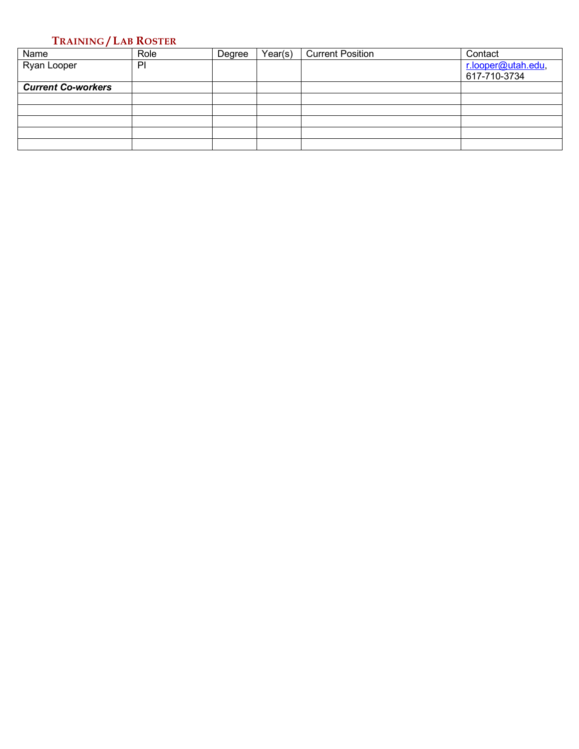## Training / Lab Roster

| Name | Role | Degree | Year(s) | Current Position | Contact |
|---|---|---|---|---|---|
| Ryan Looper | PI | | | | r.looper@utah.edu, 617-710-3734 |
| ***Current Co-workers*** | | | | | |
| | | | | | |
| | | | | | |
| | | | | | |
| | | | | | |
| | | | | | |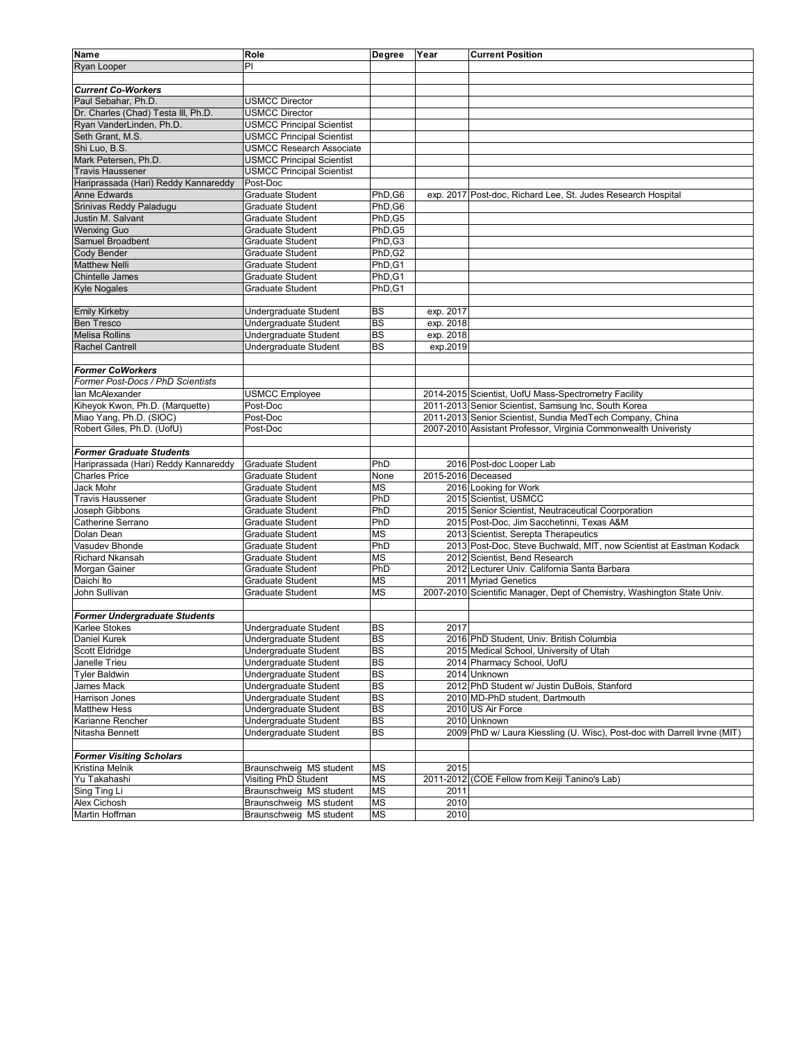| Name | Role | Degree | Year | Current Position |
|---|---|---|---|---|
| Ryan Looper | PI | | | |
| | | | | |
| ***Current Co-Workers*** | | | | |
| Paul Sebahar, Ph.D. | USMCC Director | | | |
| Dr. Charles (Chad) Testa III, Ph.D. | USMCC Director | | | |
| Ryan VanderLinden, Ph.D. | USMCC Principal Scientist | | | |
| Seth Grant, M.S. | USMCC Principal Scientist | | | |
| Shi Luo, B.S. | USMCC Research Associate | | | |
| Mark Petersen, Ph.D. | USMCC Principal Scientist | | | |
| Travis Haussener | USMCC Principal Scientist | | | |
| Hariprassada (Hari) Reddy Kannareddy | Post-Doc | | | |
| Anne Edwards | Graduate Student | PhD,G6 | exp. 2017 | Post-doc, Richard Lee, St. Judes Research Hospital |
| Srinivas Reddy Paladugu | Graduate Student | PhD,G6 | | |
| Justin M. Salvant | Graduate Student | PhD,G5 | | |
| Wenxing Guo | Graduate Student | PhD,G5 | | |
| Samuel Broadbent | Graduate Student | PhD,G3 | | |
| Cody Bender | Graduate Student | PhD,G2 | | |
| Matthew Nelli | Graduate Student | PhD,G1 | | |
| Chintelle James | Graduate Student | PhD,G1 | | |
| Kyle Nogales | Graduate Student | PhD,G1 | | |
| | | | | |
| Emily Kirkeby | Undergraduate Student | BS | exp. 2017 | |
| Ben Tresco | Undergraduate Student | BS | exp. 2018 | |
| Melisa Rollins | Undergraduate Student | BS | exp. 2018 | |
| Rachel Cantrell | Undergraduate Student | BS | exp.2019 | |
| | | | | |
| ***Former CoWorkers*** | | | | |
| *Former Post-Docs / PhD Scientists* | | | | |
| Ian McAlexander | USMCC Employee | | 2014-2015 | Scientist, UofU Mass-Spectrometry Facility |
| Kiheyok Kwon, Ph.D. (Marquette) | Post-Doc | | 2011-2013 | Senior Scientist, Samsung Inc, South Korea |
| Miao Yang, Ph.D. (SIOC) | Post-Doc | | 2011-2013 | Senior Scientist, Sundia MedTech Company, China |
| Robert Giles, Ph.D. (UofU) | Post-Doc | | 2007-2010 | Assistant Professor, Virginia Commonwealth Univeristy |
| | | | | |
| ***Former Graduate Students*** | | | | |
| Hariprassada (Hari) Reddy Kannareddy | Graduate Student | PhD | 2016 | Post-doc Looper Lab |
| Charles Price | Graduate Student | None | 2015-2016 | Deceased |
| Jack Mohr | Graduate Student | MS | 2016 | Looking for Work |
| Travis Haussener | Graduate Student | PhD | 2015 | Scientist, USMCC |
| Joseph Gibbons | Graduate Student | PhD | 2015 | Senior Scientist, Neutraceutical Coorporation |
| Catherine Serrano | Graduate Student | PhD | 2015 | Post-Doc, Jim Sacchetinni, Texas A&M |
| Dolan Dean | Graduate Student | MS | 2013 | Scientist, Serepta Therapeutics |
| Vasudev Bhonde | Graduate Student | PhD | 2013 | Post-Doc, Steve Buchwald, MIT, now Scientist at Eastman Kodack |
| Richard Nkansah | Graduate Student | MS | 2012 | Scientist, Bend Research |
| Morgan Gainer | Graduate Student | PhD | 2012 | Lecturer Univ. California Santa Barbara |
| Daichi Ito | Graduate Student | MS | 2011 | Myriad Genetics |
| John Sullivan | Graduate Student | MS | 2007-2010 | Scientific Manager, Dept of Chemistry, Washington State Univ. |
| | | | | |
| ***Former Undergraduate Students*** | | | | |
| Karlee Stokes | Undergraduate Student | BS | 2017 | |
| Daniel Kurek | Undergraduate Student | BS | 2016 | PhD Student, Univ. British Columbia |
| Scott Eldridge | Undergraduate Student | BS | 2015 | Medical School, University of Utah |
| Janelle Trieu | Undergraduate Student | BS | 2014 | Pharmacy School, UofU |
| Tyler Baldwin | Undergraduate Student | BS | 2014 | Unknown |
| James Mack | Undergraduate Student | BS | 2012 | PhD Student w/ Justin DuBois, Stanford |
| Harrison Jones | Undergraduate Student | BS | 2010 | MD-PhD student, Dartmouth |
| Matthew Hess | Undergraduate Student | BS | 2010 | US Air Force |
| Karianne Rencher | Undergraduate Student | BS | 2010 | Unknown |
| Nitasha Bennett | Undergraduate Student | BS | 2009 | PhD w/ Laura Kiessling (U. Wisc), Post-doc with Darrell Irvne (MIT) |
| | | | | |
| ***Former Visiting Scholars*** | | | | |
| Kristina Melnik | Braunschweig MS student | MS | 2015 | |
| Yu Takahashi | Visiting PhD Student | MS | 2011-2012 | (COE Fellow from Keiji Tanino's Lab) |
| Sing Ting Li | Braunschweig MS student | MS | 2011 | |
| Alex Cichosh | Braunschweig MS student | MS | 2010 | |
| Martin Hoffman | Braunschweig MS student | MS | 2010 | |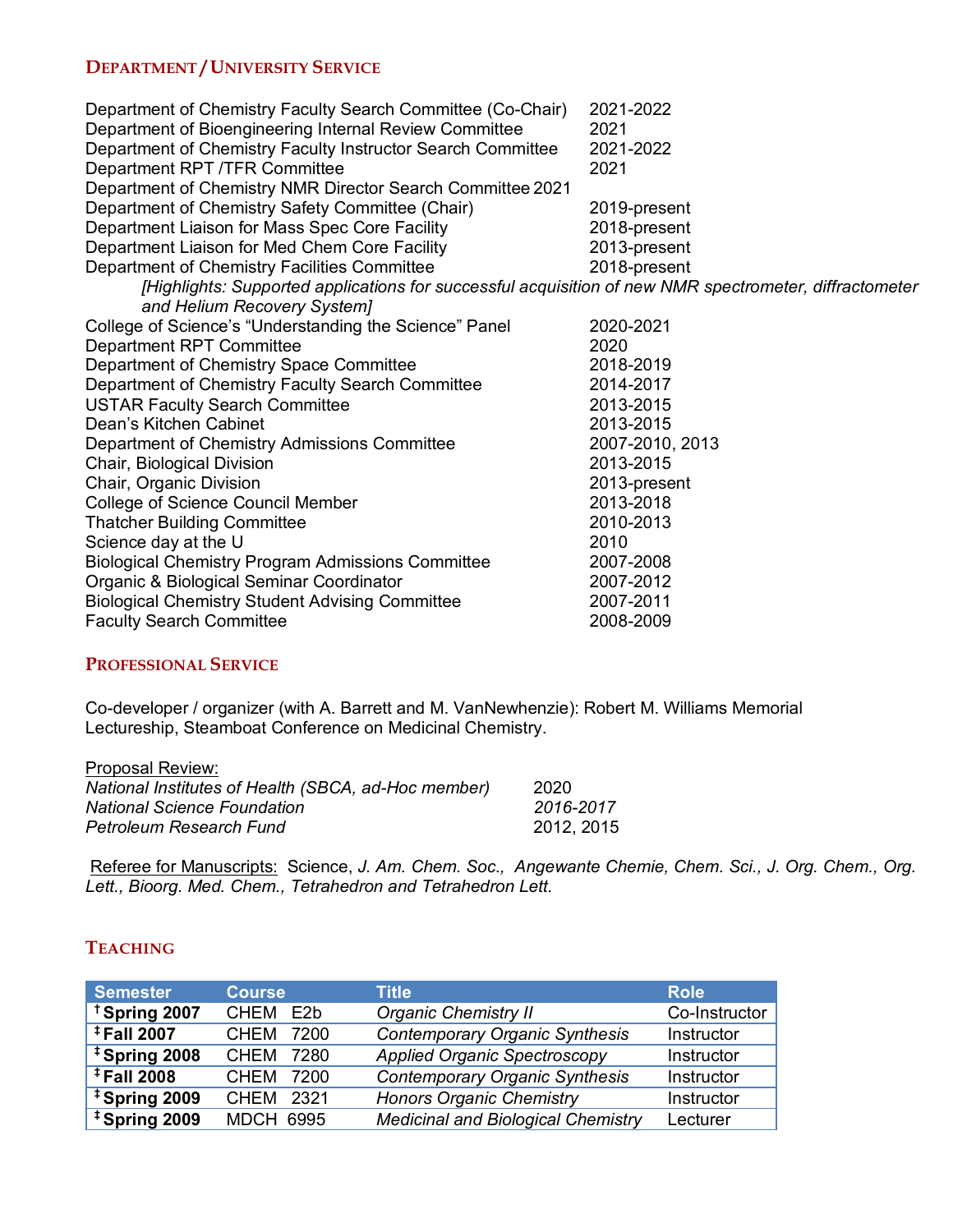## Department / University Service

| | |
|---|---|
| Department of Chemistry Faculty Search Committee (Co-Chair) | 2021-2022 |
| Department of Bioengineering Internal Review Committee | 2021 |
| Department of Chemistry Faculty Instructor Search Committee | 2021-2022 |
| Department RPT /TFR Committee | 2021 |
| Department of Chemistry NMR Director Search Committee | 2021 |
| Department of Chemistry Safety Committee (Chair) | 2019-present |
| Department Liaison for Mass Spec Core Facility | 2018-present |
| Department Liaison for Med Chem Core Facility | 2013-present |
| Department of Chemistry Facilities Committee | 2018-present |

*[Highlights: Supported applications for successful acquisition of new NMR spectrometer, diffractometer and Helium Recovery System]*

| | |
|---|---|
| College of Science's "Understanding the Science" Panel | 2020-2021 |
| Department RPT Committee | 2020 |
| Department of Chemistry Space Committee | 2018-2019 |
| Department of Chemistry Faculty Search Committee | 2014-2017 |
| USTAR Faculty Search Committee | 2013-2015 |
| Dean's Kitchen Cabinet | 2013-2015 |
| Department of Chemistry Admissions Committee | 2007-2010, 2013 |
| Chair, Biological Division | 2013-2015 |
| Chair, Organic Division | 2013-present |
| College of Science Council Member | 2013-2018 |
| Thatcher Building Committee | 2010-2013 |
| Science day at the U | 2010 |
| Biological Chemistry Program Admissions Committee | 2007-2008 |
| Organic & Biological Seminar Coordinator | 2007-2012 |
| Biological Chemistry Student Advising Committee | 2007-2011 |
| Faculty Search Committee | 2008-2009 |

## Professional Service

Co-developer / organizer (with A. Barrett and M. VanNewhenzie): Robert M. Williams Memorial Lectureship, Steamboat Conference on Medicinal Chemistry.

Proposal Review:

| | |
|---|---|
| *National Institutes of Health (SBCA, ad-Hoc member)* | 2020 |
| *National Science Foundation* | *2016-2017* |
| *Petroleum Research Fund* | 2012, 2015 |

Referee for Manuscripts: Science, *J. Am. Chem. Soc., Angewante Chemie, Chem. Sci., J. Org. Chem., Org. Lett., Bioorg. Med. Chem., Tetrahedron and Tetrahedron Lett.*

## Teaching

| Semester | Course | Title | Role |
|---|---|---|---|
| † **Spring 2007** | CHEM E2b | *Organic Chemistry II* | Co-Instructor |
| ‡ **Fall 2007** | CHEM 7200 | *Contemporary Organic Synthesis* | Instructor |
| ‡ **Spring 2008** | CHEM 7280 | *Applied Organic Spectroscopy* | Instructor |
| ‡ **Fall 2008** | CHEM 7200 | *Contemporary Organic Synthesis* | Instructor |
| ‡ **Spring 2009** | CHEM 2321 | *Honors Organic Chemistry* | Instructor |
| ‡ **Spring 2009** | MDCH 6995 | *Medicinal and Biological Chemistry* | Lecturer |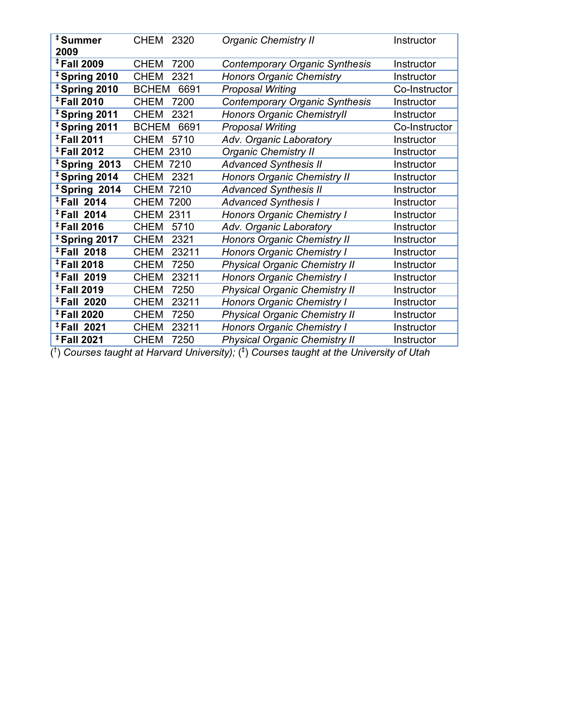| | | | |
|---|---|---|---|
| **‡Summer 2009** | CHEM 2320 | *Organic Chemistry II* | Instructor |
| **‡Fall 2009** | CHEM 7200 | *Contemporary Organic Synthesis* | Instructor |
| **‡Spring 2010** | CHEM 2321 | *Honors Organic Chemistry* | Instructor |
| **‡Spring 2010** | BCHEM 6691 | *Proposal Writing* | Co-Instructor |
| **‡Fall 2010** | CHEM 7200 | *Contemporary Organic Synthesis* | Instructor |
| **‡Spring 2011** | CHEM 2321 | *Honors Organic ChemistryII* | Instructor |
| **‡Spring 2011** | BCHEM 6691 | *Proposal Writing* | Co-Instructor |
| **‡Fall 2011** | CHEM 5710 | *Adv. Organic Laboratory* | Instructor |
| **‡Fall 2012** | CHEM 2310 | *Organic Chemistry II* | Instructor |
| **‡Spring 2013** | CHEM 7210 | *Advanced Synthesis II* | Instructor |
| **‡Spring 2014** | CHEM 2321 | *Honors Organic Chemistry II* | Instructor |
| **‡Spring 2014** | CHEM 7210 | *Advanced Synthesis II* | Instructor |
| **‡Fall 2014** | CHEM 7200 | *Advanced Synthesis I* | Instructor |
| **‡Fall 2014** | CHEM 2311 | *Honors Organic Chemistry I* | Instructor |
| **‡Fall 2016** | CHEM 5710 | *Adv. Organic Laboratory* | Instructor |
| **‡Spring 2017** | CHEM 2321 | *Honors Organic Chemistry II* | Instructor |
| **‡Fall 2018** | CHEM 23211 | *Honors Organic Chemistry I* | Instructor |
| **‡Fall 2018** | CHEM 7250 | *Physical Organic Chemistry II* | Instructor |
| **‡Fall 2019** | CHEM 23211 | *Honors Organic Chemistry I* | Instructor |
| **‡Fall 2019** | CHEM 7250 | *Physical Organic Chemistry II* | Instructor |
| **‡Fall 2020** | CHEM 23211 | *Honors Organic Chemistry I* | Instructor |
| **‡Fall 2020** | CHEM 7250 | *Physical Organic Chemistry II* | Instructor |
| **‡Fall 2021** | CHEM 23211 | *Honors Organic Chemistry I* | Instructor |
| **‡Fall 2021** | CHEM 7250 | *Physical Organic Chemistry II* | Instructor |

(†) *Courses taught at Harvard University);* (‡) *Courses taught at the University of Utah*